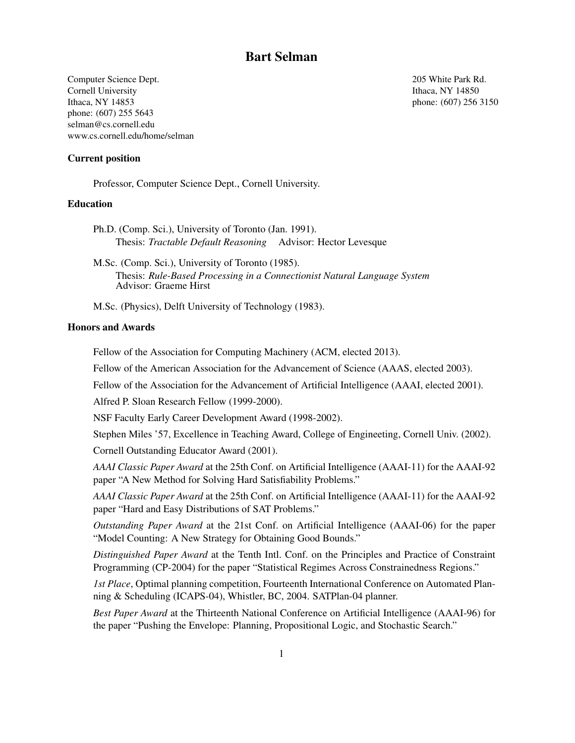# Bart Selman

Computer Science Dept.
Cornell University
Ithaca, NY 14853
phone: (607) 255 5643
selman@cs.cornell.edu
www.cs.cornell.edu/home/selman

205 White Park Rd.
Ithaca, NY 14850
phone: (607) 256 3150

## Current position

Professor, Computer Science Dept., Cornell University.

## Education

Ph.D. (Comp. Sci.), University of Toronto (Jan. 1991).
Thesis: *Tractable Default Reasoning* Advisor: Hector Levesque

M.Sc. (Comp. Sci.), University of Toronto (1985).
Thesis: *Rule-Based Processing in a Connectionist Natural Language System*
Advisor: Graeme Hirst

M.Sc. (Physics), Delft University of Technology (1983).

## Honors and Awards

Fellow of the Association for Computing Machinery (ACM, elected 2013).

Fellow of the American Association for the Advancement of Science (AAAS, elected 2003).

Fellow of the Association for the Advancement of Artificial Intelligence (AAAI, elected 2001).

Alfred P. Sloan Research Fellow (1999-2000).

NSF Faculty Early Career Development Award (1998-2002).

Stephen Miles '57, Excellence in Teaching Award, College of Engineeting, Cornell Univ. (2002).

Cornell Outstanding Educator Award (2001).

*AAAI Classic Paper Award* at the 25th Conf. on Artificial Intelligence (AAAI-11) for the AAAI-92 paper "A New Method for Solving Hard Satisfiability Problems."

*AAAI Classic Paper Award* at the 25th Conf. on Artificial Intelligence (AAAI-11) for the AAAI-92 paper "Hard and Easy Distributions of SAT Problems."

*Outstanding Paper Award* at the 21st Conf. on Artificial Intelligence (AAAI-06) for the paper "Model Counting: A New Strategy for Obtaining Good Bounds."

*Distinguished Paper Award* at the Tenth Intl. Conf. on the Principles and Practice of Constraint Programming (CP-2004) for the paper "Statistical Regimes Across Constrainedness Regions."

*1st Place*, Optimal planning competition, Fourteenth International Conference on Automated Planning & Scheduling (ICAPS-04), Whistler, BC, 2004. SATPlan-04 planner.

*Best Paper Award* at the Thirteenth National Conference on Artificial Intelligence (AAAI-96) for the paper "Pushing the Envelope: Planning, Propositional Logic, and Stochastic Search."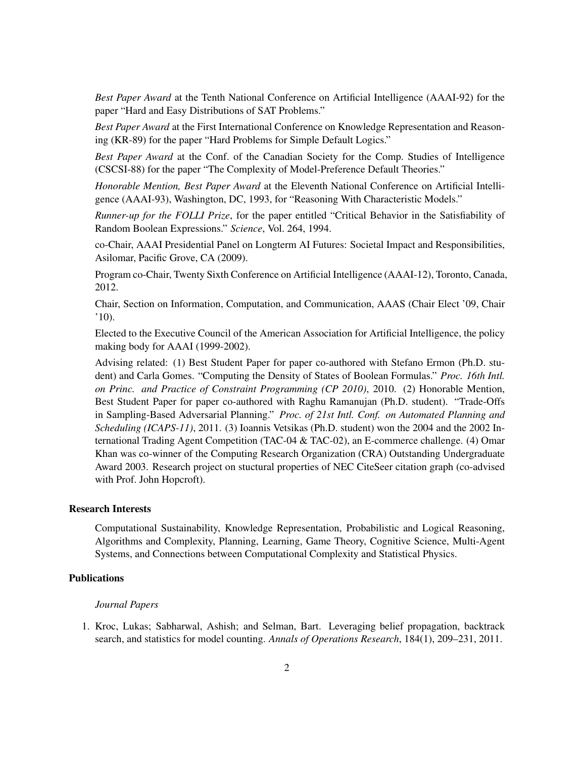*Best Paper Award* at the Tenth National Conference on Artificial Intelligence (AAAI-92) for the paper "Hard and Easy Distributions of SAT Problems."

*Best Paper Award* at the First International Conference on Knowledge Representation and Reasoning (KR-89) for the paper "Hard Problems for Simple Default Logics."

*Best Paper Award* at the Conf. of the Canadian Society for the Comp. Studies of Intelligence (CSCSI-88) for the paper "The Complexity of Model-Preference Default Theories."

*Honorable Mention, Best Paper Award* at the Eleventh National Conference on Artificial Intelligence (AAAI-93), Washington, DC, 1993, for "Reasoning With Characteristic Models."

*Runner-up for the FOLLI Prize*, for the paper entitled "Critical Behavior in the Satisfiability of Random Boolean Expressions." *Science*, Vol. 264, 1994.

co-Chair, AAAI Presidential Panel on Longterm AI Futures: Societal Impact and Responsibilities, Asilomar, Pacific Grove, CA (2009).

Program co-Chair, Twenty Sixth Conference on Artificial Intelligence (AAAI-12), Toronto, Canada, 2012.

Chair, Section on Information, Computation, and Communication, AAAS (Chair Elect '09, Chair '10).

Elected to the Executive Council of the American Association for Artificial Intelligence, the policy making body for AAAI (1999-2002).

Advising related: (1) Best Student Paper for paper co-authored with Stefano Ermon (Ph.D. student) and Carla Gomes. "Computing the Density of States of Boolean Formulas." *Proc. 16th Intl. on Princ. and Practice of Constraint Programming (CP 2010)*, 2010. (2) Honorable Mention, Best Student Paper for paper co-authored with Raghu Ramanujan (Ph.D. student). "Trade-Offs in Sampling-Based Adversarial Planning." *Proc. of 21st Intl. Conf. on Automated Planning and Scheduling (ICAPS-11)*, 2011. (3) Ioannis Vetsikas (Ph.D. student) won the 2004 and the 2002 International Trading Agent Competition (TAC-04 & TAC-02), an E-commerce challenge. (4) Omar Khan was co-winner of the Computing Research Organization (CRA) Outstanding Undergraduate Award 2003. Research project on stuctural properties of NEC CiteSeer citation graph (co-advised with Prof. John Hopcroft).

## Research Interests

Computational Sustainability, Knowledge Representation, Probabilistic and Logical Reasoning, Algorithms and Complexity, Planning, Learning, Game Theory, Cognitive Science, Multi-Agent Systems, and Connections between Computational Complexity and Statistical Physics.

## Publications

### *Journal Papers*

1. Kroc, Lukas; Sabharwal, Ashish; and Selman, Bart. Leveraging belief propagation, backtrack search, and statistics for model counting. *Annals of Operations Research*, 184(1), 209–231, 2011.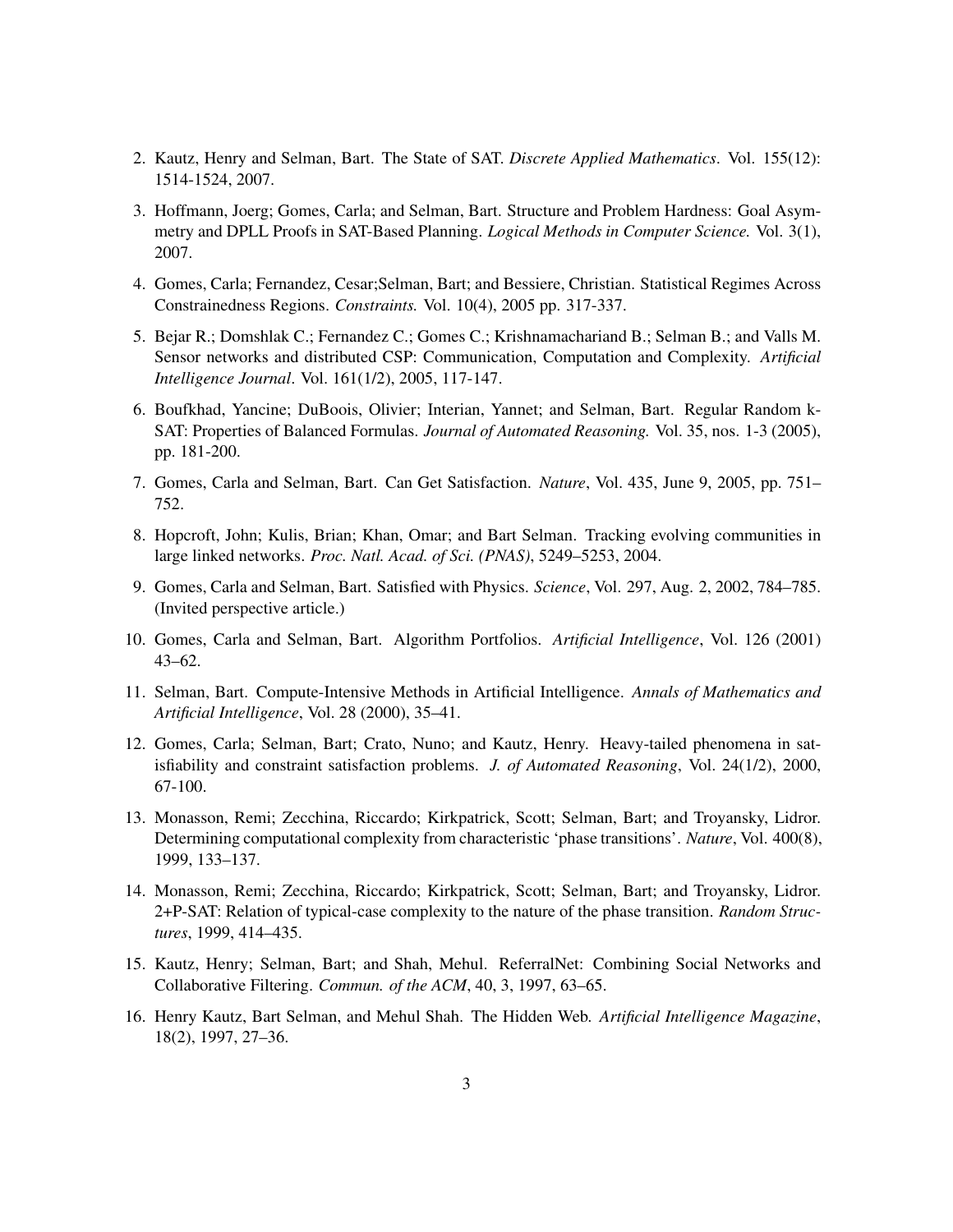2. Kautz, Henry and Selman, Bart. The State of SAT. *Discrete Applied Mathematics*. Vol. 155(12): 1514-1524, 2007.

3. Hoffmann, Joerg; Gomes, Carla; and Selman, Bart. Structure and Problem Hardness: Goal Asymmetry and DPLL Proofs in SAT-Based Planning. *Logical Methods in Computer Science.* Vol. 3(1), 2007.

4. Gomes, Carla; Fernandez, Cesar;Selman, Bart; and Bessiere, Christian. Statistical Regimes Across Constrainedness Regions. *Constraints.* Vol. 10(4), 2005 pp. 317-337.

5. Bejar R.; Domshlak C.; Fernandez C.; Gomes C.; Krishnamachariand B.; Selman B.; and Valls M. Sensor networks and distributed CSP: Communication, Computation and Complexity. *Artificial Intelligence Journal*. Vol. 161(1/2), 2005, 117-147.

6. Boufkhad, Yancine; DuBoois, Olivier; Interian, Yannet; and Selman, Bart. Regular Random k-SAT: Properties of Balanced Formulas. *Journal of Automated Reasoning.* Vol. 35, nos. 1-3 (2005), pp. 181-200.

7. Gomes, Carla and Selman, Bart. Can Get Satisfaction. *Nature*, Vol. 435, June 9, 2005, pp. 751–752.

8. Hopcroft, John; Kulis, Brian; Khan, Omar; and Bart Selman. Tracking evolving communities in large linked networks. *Proc. Natl. Acad. of Sci. (PNAS)*, 5249–5253, 2004.

9. Gomes, Carla and Selman, Bart. Satisfied with Physics. *Science*, Vol. 297, Aug. 2, 2002, 784–785. (Invited perspective article.)

10. Gomes, Carla and Selman, Bart. Algorithm Portfolios. *Artificial Intelligence*, Vol. 126 (2001) 43–62.

11. Selman, Bart. Compute-Intensive Methods in Artificial Intelligence. *Annals of Mathematics and Artificial Intelligence*, Vol. 28 (2000), 35–41.

12. Gomes, Carla; Selman, Bart; Crato, Nuno; and Kautz, Henry. Heavy-tailed phenomena in satisfiability and constraint satisfaction problems. *J. of Automated Reasoning*, Vol. 24(1/2), 2000, 67-100.

13. Monasson, Remi; Zecchina, Riccardo; Kirkpatrick, Scott; Selman, Bart; and Troyansky, Lidror. Determining computational complexity from characteristic 'phase transitions'. *Nature*, Vol. 400(8), 1999, 133–137.

14. Monasson, Remi; Zecchina, Riccardo; Kirkpatrick, Scott; Selman, Bart; and Troyansky, Lidror. 2+P-SAT: Relation of typical-case complexity to the nature of the phase transition. *Random Structures*, 1999, 414–435.

15. Kautz, Henry; Selman, Bart; and Shah, Mehul. ReferralNet: Combining Social Networks and Collaborative Filtering. *Commun. of the ACM*, 40, 3, 1997, 63–65.

16. Henry Kautz, Bart Selman, and Mehul Shah. The Hidden Web. *Artificial Intelligence Magazine*, 18(2), 1997, 27–36.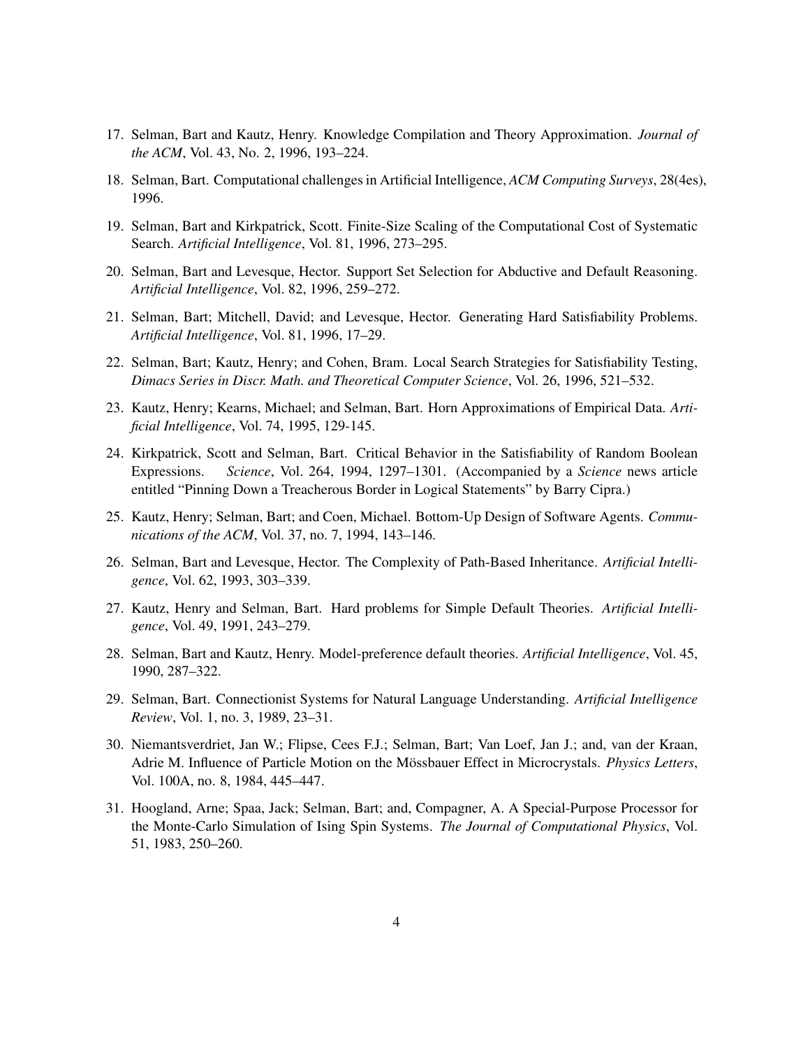17. Selman, Bart and Kautz, Henry. Knowledge Compilation and Theory Approximation. *Journal of the ACM*, Vol. 43, No. 2, 1996, 193–224.
18. Selman, Bart. Computational challenges in Artificial Intelligence, *ACM Computing Surveys*, 28(4es), 1996.
19. Selman, Bart and Kirkpatrick, Scott. Finite-Size Scaling of the Computational Cost of Systematic Search. *Artificial Intelligence*, Vol. 81, 1996, 273–295.
20. Selman, Bart and Levesque, Hector. Support Set Selection for Abductive and Default Reasoning. *Artificial Intelligence*, Vol. 82, 1996, 259–272.
21. Selman, Bart; Mitchell, David; and Levesque, Hector. Generating Hard Satisfiability Problems. *Artificial Intelligence*, Vol. 81, 1996, 17–29.
22. Selman, Bart; Kautz, Henry; and Cohen, Bram. Local Search Strategies for Satisfiability Testing, *Dimacs Series in Discr. Math. and Theoretical Computer Science*, Vol. 26, 1996, 521–532.
23. Kautz, Henry; Kearns, Michael; and Selman, Bart. Horn Approximations of Empirical Data. *Artificial Intelligence*, Vol. 74, 1995, 129-145.
24. Kirkpatrick, Scott and Selman, Bart. Critical Behavior in the Satisfiability of Random Boolean Expressions. *Science*, Vol. 264, 1994, 1297–1301. (Accompanied by a *Science* news article entitled "Pinning Down a Treacherous Border in Logical Statements" by Barry Cipra.)
25. Kautz, Henry; Selman, Bart; and Coen, Michael. Bottom-Up Design of Software Agents. *Communications of the ACM*, Vol. 37, no. 7, 1994, 143–146.
26. Selman, Bart and Levesque, Hector. The Complexity of Path-Based Inheritance. *Artificial Intelligence*, Vol. 62, 1993, 303–339.
27. Kautz, Henry and Selman, Bart. Hard problems for Simple Default Theories. *Artificial Intelligence*, Vol. 49, 1991, 243–279.
28. Selman, Bart and Kautz, Henry. Model-preference default theories. *Artificial Intelligence*, Vol. 45, 1990, 287–322.
29. Selman, Bart. Connectionist Systems for Natural Language Understanding. *Artificial Intelligence Review*, Vol. 1, no. 3, 1989, 23–31.
30. Niemantsverdriet, Jan W.; Flipse, Cees F.J.; Selman, Bart; Van Loef, Jan J.; and, van der Kraan, Adrie M. Influence of Particle Motion on the Mössbauer Effect in Microcrystals. *Physics Letters*, Vol. 100A, no. 8, 1984, 445–447.
31. Hoogland, Arne; Spaa, Jack; Selman, Bart; and, Compagner, A. A Special-Purpose Processor for the Monte-Carlo Simulation of Ising Spin Systems. *The Journal of Computational Physics*, Vol. 51, 1983, 250–260.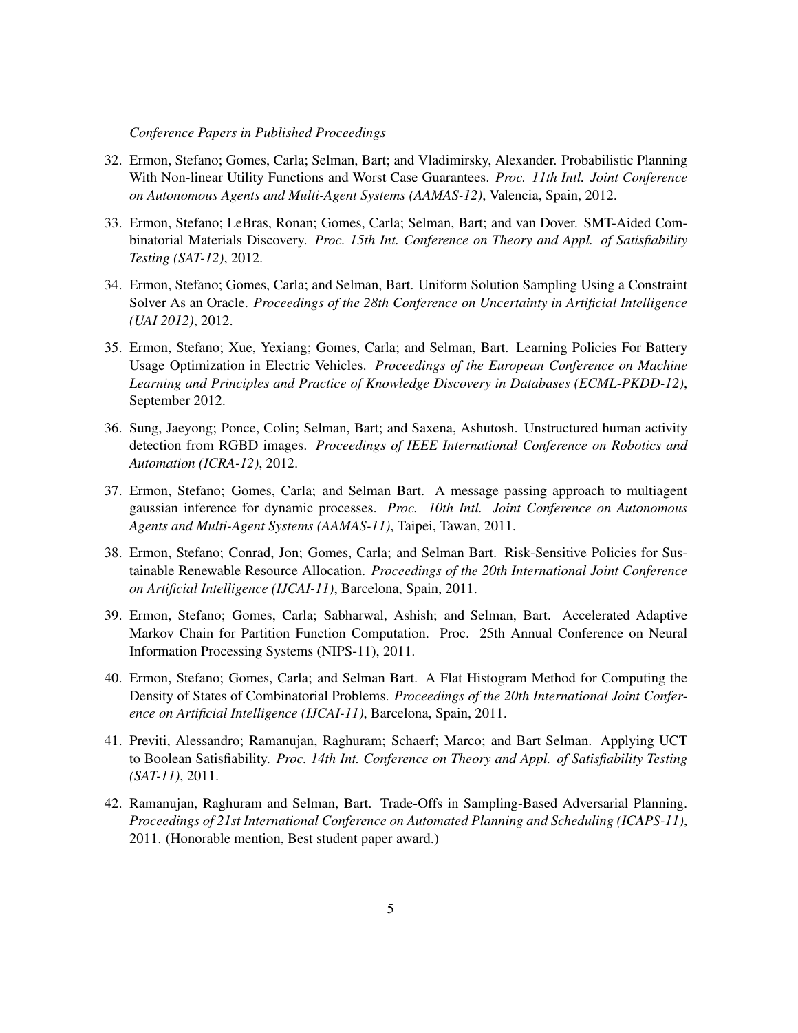*Conference Papers in Published Proceedings*

32. Ermon, Stefano; Gomes, Carla; Selman, Bart; and Vladimirsky, Alexander. Probabilistic Planning With Non-linear Utility Functions and Worst Case Guarantees. *Proc. 11th Intl. Joint Conference on Autonomous Agents and Multi-Agent Systems (AAMAS-12)*, Valencia, Spain, 2012.

33. Ermon, Stefano; LeBras, Ronan; Gomes, Carla; Selman, Bart; and van Dover. SMT-Aided Combinatorial Materials Discovery. *Proc. 15th Int. Conference on Theory and Appl. of Satisfiability Testing (SAT-12)*, 2012.

34. Ermon, Stefano; Gomes, Carla; and Selman, Bart. Uniform Solution Sampling Using a Constraint Solver As an Oracle. *Proceedings of the 28th Conference on Uncertainty in Artificial Intelligence (UAI 2012)*, 2012.

35. Ermon, Stefano; Xue, Yexiang; Gomes, Carla; and Selman, Bart. Learning Policies For Battery Usage Optimization in Electric Vehicles. *Proceedings of the European Conference on Machine Learning and Principles and Practice of Knowledge Discovery in Databases (ECML-PKDD-12)*, September 2012.

36. Sung, Jaeyong; Ponce, Colin; Selman, Bart; and Saxena, Ashutosh. Unstructured human activity detection from RGBD images. *Proceedings of IEEE International Conference on Robotics and Automation (ICRA-12)*, 2012.

37. Ermon, Stefano; Gomes, Carla; and Selman Bart. A message passing approach to multiagent gaussian inference for dynamic processes. *Proc. 10th Intl. Joint Conference on Autonomous Agents and Multi-Agent Systems (AAMAS-11)*, Taipei, Tawan, 2011.

38. Ermon, Stefano; Conrad, Jon; Gomes, Carla; and Selman Bart. Risk-Sensitive Policies for Sustainable Renewable Resource Allocation. *Proceedings of the 20th International Joint Conference on Artificial Intelligence (IJCAI-11)*, Barcelona, Spain, 2011.

39. Ermon, Stefano; Gomes, Carla; Sabharwal, Ashish; and Selman, Bart. Accelerated Adaptive Markov Chain for Partition Function Computation. Proc. 25th Annual Conference on Neural Information Processing Systems (NIPS-11), 2011.

40. Ermon, Stefano; Gomes, Carla; and Selman Bart. A Flat Histogram Method for Computing the Density of States of Combinatorial Problems. *Proceedings of the 20th International Joint Conference on Artificial Intelligence (IJCAI-11)*, Barcelona, Spain, 2011.

41. Previti, Alessandro; Ramanujan, Raghuram; Schaerf; Marco; and Bart Selman. Applying UCT to Boolean Satisfiability. *Proc. 14th Int. Conference on Theory and Appl. of Satisfiability Testing (SAT-11)*, 2011.

42. Ramanujan, Raghuram and Selman, Bart. Trade-Offs in Sampling-Based Adversarial Planning. *Proceedings of 21st International Conference on Automated Planning and Scheduling (ICAPS-11)*, 2011. (Honorable mention, Best student paper award.)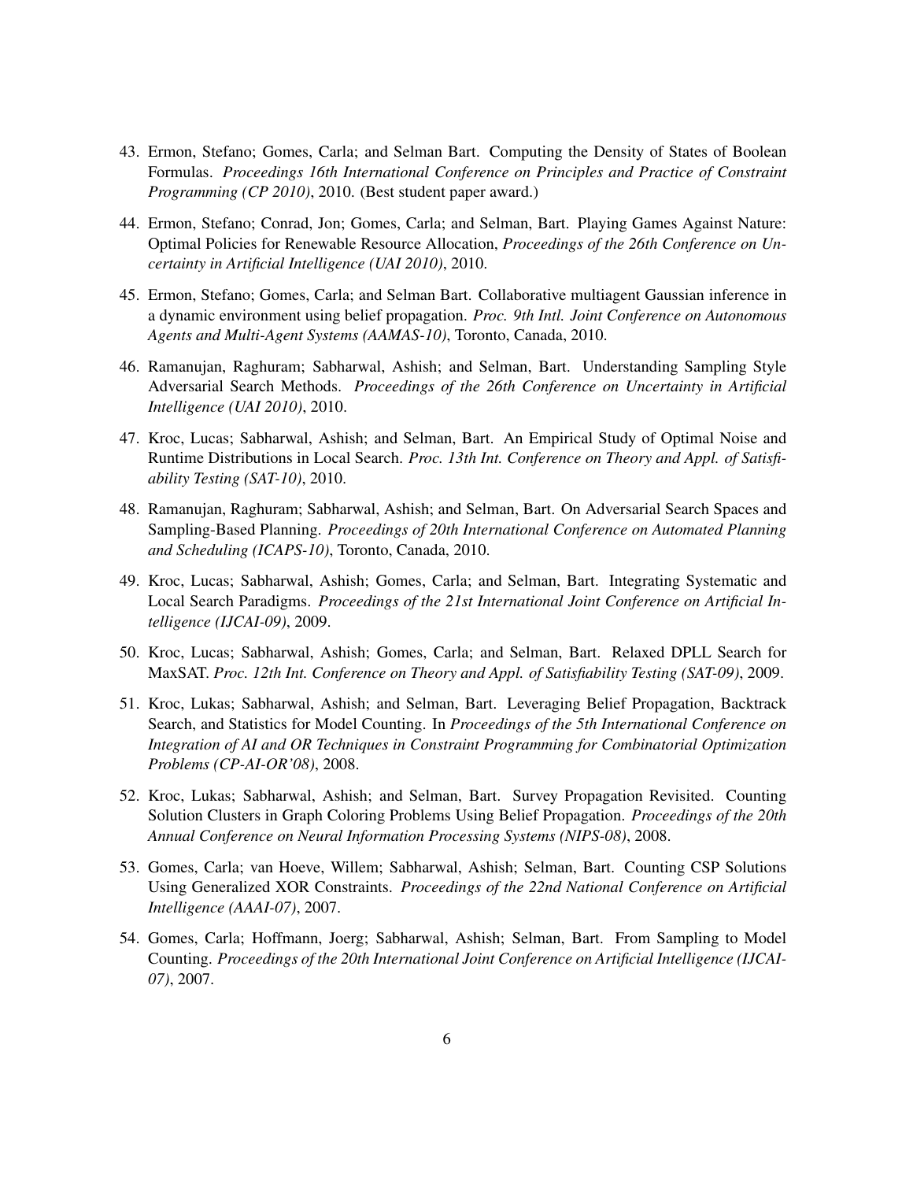43. Ermon, Stefano; Gomes, Carla; and Selman Bart. Computing the Density of States of Boolean Formulas. *Proceedings 16th International Conference on Principles and Practice of Constraint Programming (CP 2010)*, 2010. (Best student paper award.)

44. Ermon, Stefano; Conrad, Jon; Gomes, Carla; and Selman, Bart. Playing Games Against Nature: Optimal Policies for Renewable Resource Allocation, *Proceedings of the 26th Conference on Uncertainty in Artificial Intelligence (UAI 2010)*, 2010.

45. Ermon, Stefano; Gomes, Carla; and Selman Bart. Collaborative multiagent Gaussian inference in a dynamic environment using belief propagation. *Proc. 9th Intl. Joint Conference on Autonomous Agents and Multi-Agent Systems (AAMAS-10)*, Toronto, Canada, 2010.

46. Ramanujan, Raghuram; Sabharwal, Ashish; and Selman, Bart. Understanding Sampling Style Adversarial Search Methods. *Proceedings of the 26th Conference on Uncertainty in Artificial Intelligence (UAI 2010)*, 2010.

47. Kroc, Lucas; Sabharwal, Ashish; and Selman, Bart. An Empirical Study of Optimal Noise and Runtime Distributions in Local Search. *Proc. 13th Int. Conference on Theory and Appl. of Satisfiability Testing (SAT-10)*, 2010.

48. Ramanujan, Raghuram; Sabharwal, Ashish; and Selman, Bart. On Adversarial Search Spaces and Sampling-Based Planning. *Proceedings of 20th International Conference on Automated Planning and Scheduling (ICAPS-10)*, Toronto, Canada, 2010.

49. Kroc, Lucas; Sabharwal, Ashish; Gomes, Carla; and Selman, Bart. Integrating Systematic and Local Search Paradigms. *Proceedings of the 21st International Joint Conference on Artificial Intelligence (IJCAI-09)*, 2009.

50. Kroc, Lucas; Sabharwal, Ashish; Gomes, Carla; and Selman, Bart. Relaxed DPLL Search for MaxSAT. *Proc. 12th Int. Conference on Theory and Appl. of Satisfiability Testing (SAT-09)*, 2009.

51. Kroc, Lukas; Sabharwal, Ashish; and Selman, Bart. Leveraging Belief Propagation, Backtrack Search, and Statistics for Model Counting. In *Proceedings of the 5th International Conference on Integration of AI and OR Techniques in Constraint Programming for Combinatorial Optimization Problems (CP-AI-OR'08)*, 2008.

52. Kroc, Lukas; Sabharwal, Ashish; and Selman, Bart. Survey Propagation Revisited. Counting Solution Clusters in Graph Coloring Problems Using Belief Propagation. *Proceedings of the 20th Annual Conference on Neural Information Processing Systems (NIPS-08)*, 2008.

53. Gomes, Carla; van Hoeve, Willem; Sabharwal, Ashish; Selman, Bart. Counting CSP Solutions Using Generalized XOR Constraints. *Proceedings of the 22nd National Conference on Artificial Intelligence (AAAI-07)*, 2007.

54. Gomes, Carla; Hoffmann, Joerg; Sabharwal, Ashish; Selman, Bart. From Sampling to Model Counting. *Proceedings of the 20th International Joint Conference on Artificial Intelligence (IJCAI-07)*, 2007.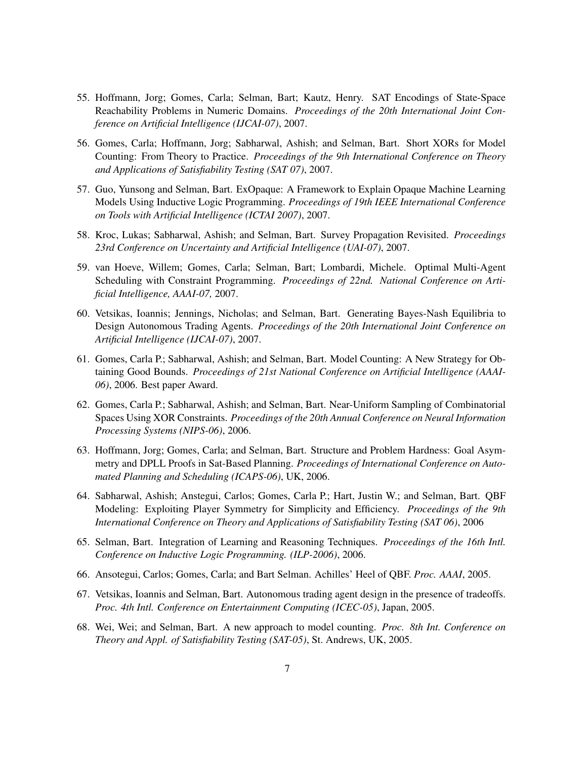55. Hoffmann, Jorg; Gomes, Carla; Selman, Bart; Kautz, Henry. SAT Encodings of State-Space Reachability Problems in Numeric Domains. *Proceedings of the 20th International Joint Conference on Artificial Intelligence (IJCAI-07)*, 2007.

56. Gomes, Carla; Hoffmann, Jorg; Sabharwal, Ashish; and Selman, Bart. Short XORs for Model Counting: From Theory to Practice. *Proceedings of the 9th International Conference on Theory and Applications of Satisfiability Testing (SAT 07)*, 2007.

57. Guo, Yunsong and Selman, Bart. ExOpaque: A Framework to Explain Opaque Machine Learning Models Using Inductive Logic Programming. *Proceedings of 19th IEEE International Conference on Tools with Artificial Intelligence (ICTAI 2007)*, 2007.

58. Kroc, Lukas; Sabharwal, Ashish; and Selman, Bart. Survey Propagation Revisited. *Proceedings 23rd Conference on Uncertainty and Artificial Intelligence (UAI-07)*, 2007.

59. van Hoeve, Willem; Gomes, Carla; Selman, Bart; Lombardi, Michele. Optimal Multi-Agent Scheduling with Constraint Programming. *Proceedings of 22nd. National Conference on Artificial Intelligence, AAAI-07,* 2007.

60. Vetsikas, Ioannis; Jennings, Nicholas; and Selman, Bart. Generating Bayes-Nash Equilibria to Design Autonomous Trading Agents. *Proceedings of the 20th International Joint Conference on Artificial Intelligence (IJCAI-07)*, 2007.

61. Gomes, Carla P.; Sabharwal, Ashish; and Selman, Bart. Model Counting: A New Strategy for Obtaining Good Bounds. *Proceedings of 21st National Conference on Artificial Intelligence (AAAI-06)*, 2006. Best paper Award.

62. Gomes, Carla P.; Sabharwal, Ashish; and Selman, Bart. Near-Uniform Sampling of Combinatorial Spaces Using XOR Constraints. *Proceedings of the 20th Annual Conference on Neural Information Processing Systems (NIPS-06)*, 2006.

63. Hoffmann, Jorg; Gomes, Carla; and Selman, Bart. Structure and Problem Hardness: Goal Asymmetry and DPLL Proofs in Sat-Based Planning. *Proceedings of International Conference on Automated Planning and Scheduling (ICAPS-06)*, UK, 2006.

64. Sabharwal, Ashish; Anstegui, Carlos; Gomes, Carla P.; Hart, Justin W.; and Selman, Bart. QBF Modeling: Exploiting Player Symmetry for Simplicity and Efficiency. *Proceedings of the 9th International Conference on Theory and Applications of Satisfiability Testing (SAT 06)*, 2006

65. Selman, Bart. Integration of Learning and Reasoning Techniques. *Proceedings of the 16th Intl. Conference on Inductive Logic Programming. (ILP-2006)*, 2006.

66. Ansotegui, Carlos; Gomes, Carla; and Bart Selman. Achilles' Heel of QBF. *Proc. AAAI*, 2005.

67. Vetsikas, Ioannis and Selman, Bart. Autonomous trading agent design in the presence of tradeoffs. *Proc. 4th Intl. Conference on Entertainment Computing (ICEC-05)*, Japan, 2005.

68. Wei, Wei; and Selman, Bart. A new approach to model counting. *Proc. 8th Int. Conference on Theory and Appl. of Satisfiability Testing (SAT-05)*, St. Andrews, UK, 2005.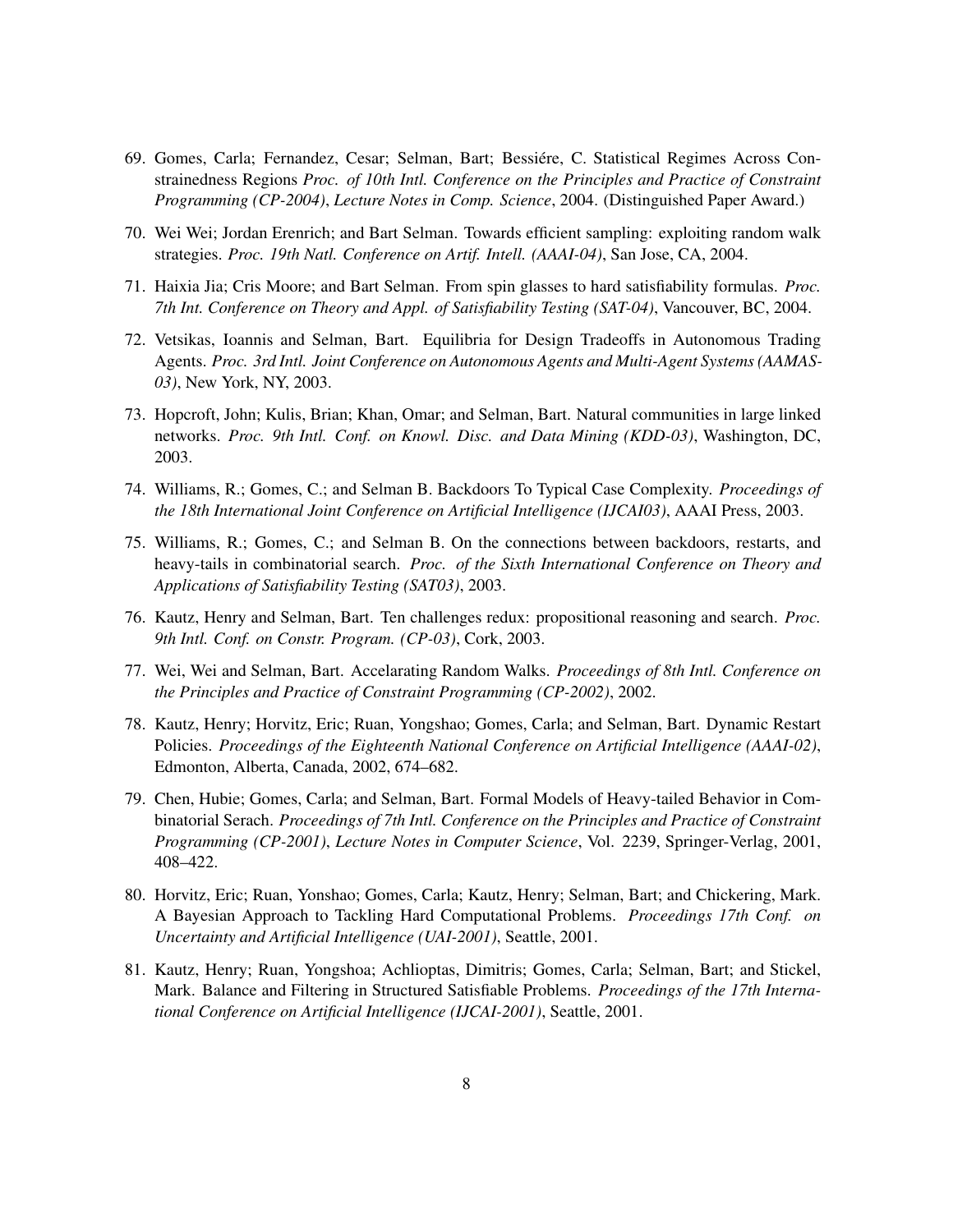69. Gomes, Carla; Fernandez, Cesar; Selman, Bart; Bessiére, C. Statistical Regimes Across Constrainedness Regions *Proc. of 10th Intl. Conference on the Principles and Practice of Constraint Programming (CP-2004)*, *Lecture Notes in Comp. Science*, 2004. (Distinguished Paper Award.)

70. Wei Wei; Jordan Erenrich; and Bart Selman. Towards efficient sampling: exploiting random walk strategies. *Proc. 19th Natl. Conference on Artif. Intell. (AAAI-04)*, San Jose, CA, 2004.

71. Haixia Jia; Cris Moore; and Bart Selman. From spin glasses to hard satisfiability formulas. *Proc. 7th Int. Conference on Theory and Appl. of Satisfiability Testing (SAT-04)*, Vancouver, BC, 2004.

72. Vetsikas, Ioannis and Selman, Bart. Equilibria for Design Tradeoffs in Autonomous Trading Agents. *Proc. 3rd Intl. Joint Conference on Autonomous Agents and Multi-Agent Systems (AAMAS-03)*, New York, NY, 2003.

73. Hopcroft, John; Kulis, Brian; Khan, Omar; and Selman, Bart. Natural communities in large linked networks. *Proc. 9th Intl. Conf. on Knowl. Disc. and Data Mining (KDD-03)*, Washington, DC, 2003.

74. Williams, R.; Gomes, C.; and Selman B. Backdoors To Typical Case Complexity. *Proceedings of the 18th International Joint Conference on Artificial Intelligence (IJCAI03)*, AAAI Press, 2003.

75. Williams, R.; Gomes, C.; and Selman B. On the connections between backdoors, restarts, and heavy-tails in combinatorial search. *Proc. of the Sixth International Conference on Theory and Applications of Satisfiability Testing (SAT03)*, 2003.

76. Kautz, Henry and Selman, Bart. Ten challenges redux: propositional reasoning and search. *Proc. 9th Intl. Conf. on Constr. Program. (CP-03)*, Cork, 2003.

77. Wei, Wei and Selman, Bart. Accelarating Random Walks. *Proceedings of 8th Intl. Conference on the Principles and Practice of Constraint Programming (CP-2002)*, 2002.

78. Kautz, Henry; Horvitz, Eric; Ruan, Yongshao; Gomes, Carla; and Selman, Bart. Dynamic Restart Policies. *Proceedings of the Eighteenth National Conference on Artificial Intelligence (AAAI-02)*, Edmonton, Alberta, Canada, 2002, 674–682.

79. Chen, Hubie; Gomes, Carla; and Selman, Bart. Formal Models of Heavy-tailed Behavior in Combinatorial Serach. *Proceedings of 7th Intl. Conference on the Principles and Practice of Constraint Programming (CP-2001)*, *Lecture Notes in Computer Science*, Vol. 2239, Springer-Verlag, 2001, 408–422.

80. Horvitz, Eric; Ruan, Yonshao; Gomes, Carla; Kautz, Henry; Selman, Bart; and Chickering, Mark. A Bayesian Approach to Tackling Hard Computational Problems. *Proceedings 17th Conf. on Uncertainty and Artificial Intelligence (UAI-2001)*, Seattle, 2001.

81. Kautz, Henry; Ruan, Yongshoa; Achlioptas, Dimitris; Gomes, Carla; Selman, Bart; and Stickel, Mark. Balance and Filtering in Structured Satisfiable Problems. *Proceedings of the 17th International Conference on Artificial Intelligence (IJCAI-2001)*, Seattle, 2001.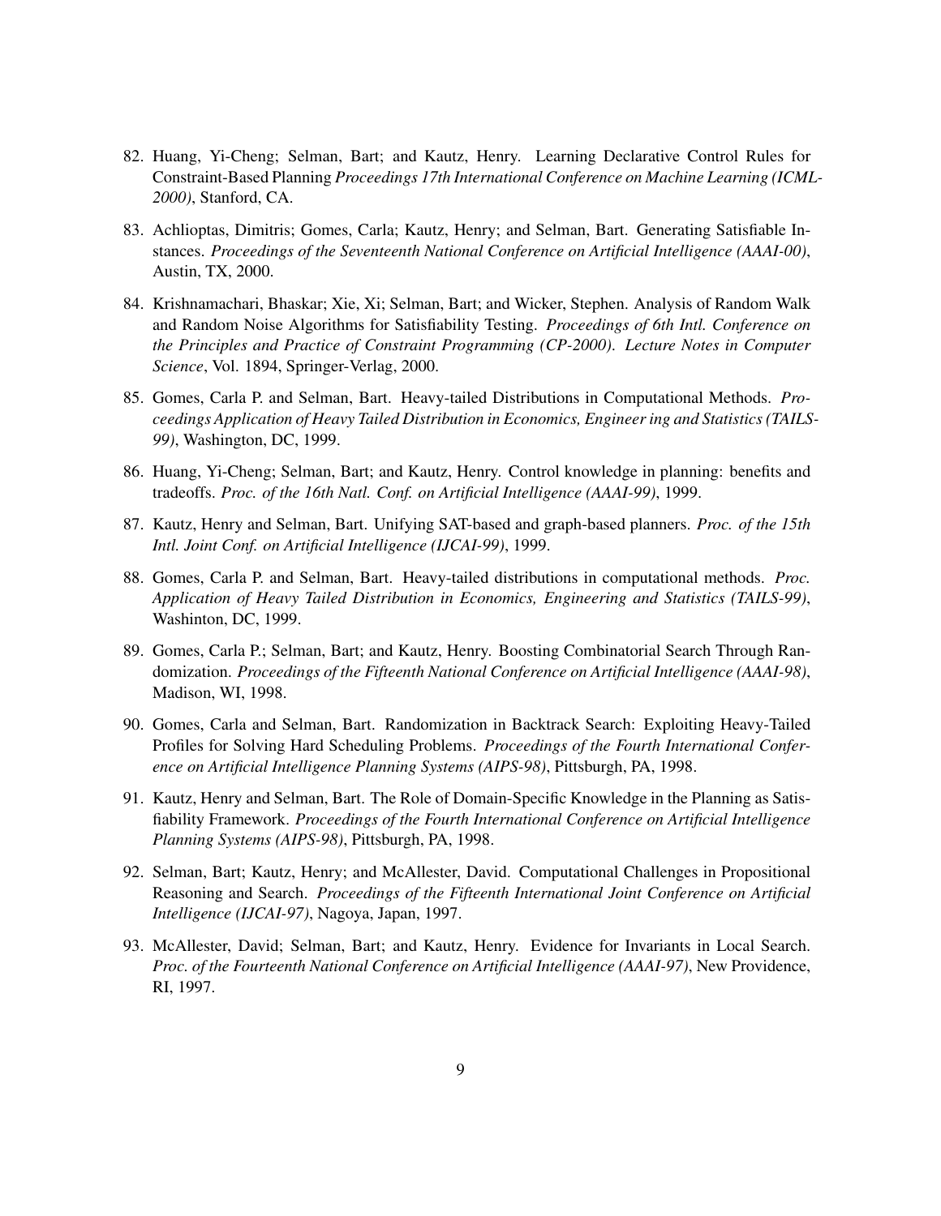82. Huang, Yi-Cheng; Selman, Bart; and Kautz, Henry. Learning Declarative Control Rules for Constraint-Based Planning *Proceedings 17th International Conference on Machine Learning (ICML-2000)*, Stanford, CA.

83. Achlioptas, Dimitris; Gomes, Carla; Kautz, Henry; and Selman, Bart. Generating Satisfiable Instances. *Proceedings of the Seventeenth National Conference on Artificial Intelligence (AAAI-00)*, Austin, TX, 2000.

84. Krishnamachari, Bhaskar; Xie, Xi; Selman, Bart; and Wicker, Stephen. Analysis of Random Walk and Random Noise Algorithms for Satisfiability Testing. *Proceedings of 6th Intl. Conference on the Principles and Practice of Constraint Programming (CP-2000). Lecture Notes in Computer Science*, Vol. 1894, Springer-Verlag, 2000.

85. Gomes, Carla P. and Selman, Bart. Heavy-tailed Distributions in Computational Methods. *Proceedings Application of Heavy Tailed Distribution in Economics, Engineer ing and Statistics (TAILS-99)*, Washington, DC, 1999.

86. Huang, Yi-Cheng; Selman, Bart; and Kautz, Henry. Control knowledge in planning: benefits and tradeoffs. *Proc. of the 16th Natl. Conf. on Artificial Intelligence (AAAI-99)*, 1999.

87. Kautz, Henry and Selman, Bart. Unifying SAT-based and graph-based planners. *Proc. of the 15th Intl. Joint Conf. on Artificial Intelligence (IJCAI-99)*, 1999.

88. Gomes, Carla P. and Selman, Bart. Heavy-tailed distributions in computational methods. *Proc. Application of Heavy Tailed Distribution in Economics, Engineering and Statistics (TAILS-99)*, Washinton, DC, 1999.

89. Gomes, Carla P.; Selman, Bart; and Kautz, Henry. Boosting Combinatorial Search Through Randomization. *Proceedings of the Fifteenth National Conference on Artificial Intelligence (AAAI-98)*, Madison, WI, 1998.

90. Gomes, Carla and Selman, Bart. Randomization in Backtrack Search: Exploiting Heavy-Tailed Profiles for Solving Hard Scheduling Problems. *Proceedings of the Fourth International Conference on Artificial Intelligence Planning Systems (AIPS-98)*, Pittsburgh, PA, 1998.

91. Kautz, Henry and Selman, Bart. The Role of Domain-Specific Knowledge in the Planning as Satisfiability Framework. *Proceedings of the Fourth International Conference on Artificial Intelligence Planning Systems (AIPS-98)*, Pittsburgh, PA, 1998.

92. Selman, Bart; Kautz, Henry; and McAllester, David. Computational Challenges in Propositional Reasoning and Search. *Proceedings of the Fifteenth International Joint Conference on Artificial Intelligence (IJCAI-97)*, Nagoya, Japan, 1997.

93. McAllester, David; Selman, Bart; and Kautz, Henry. Evidence for Invariants in Local Search. *Proc. of the Fourteenth National Conference on Artificial Intelligence (AAAI-97)*, New Providence, RI, 1997.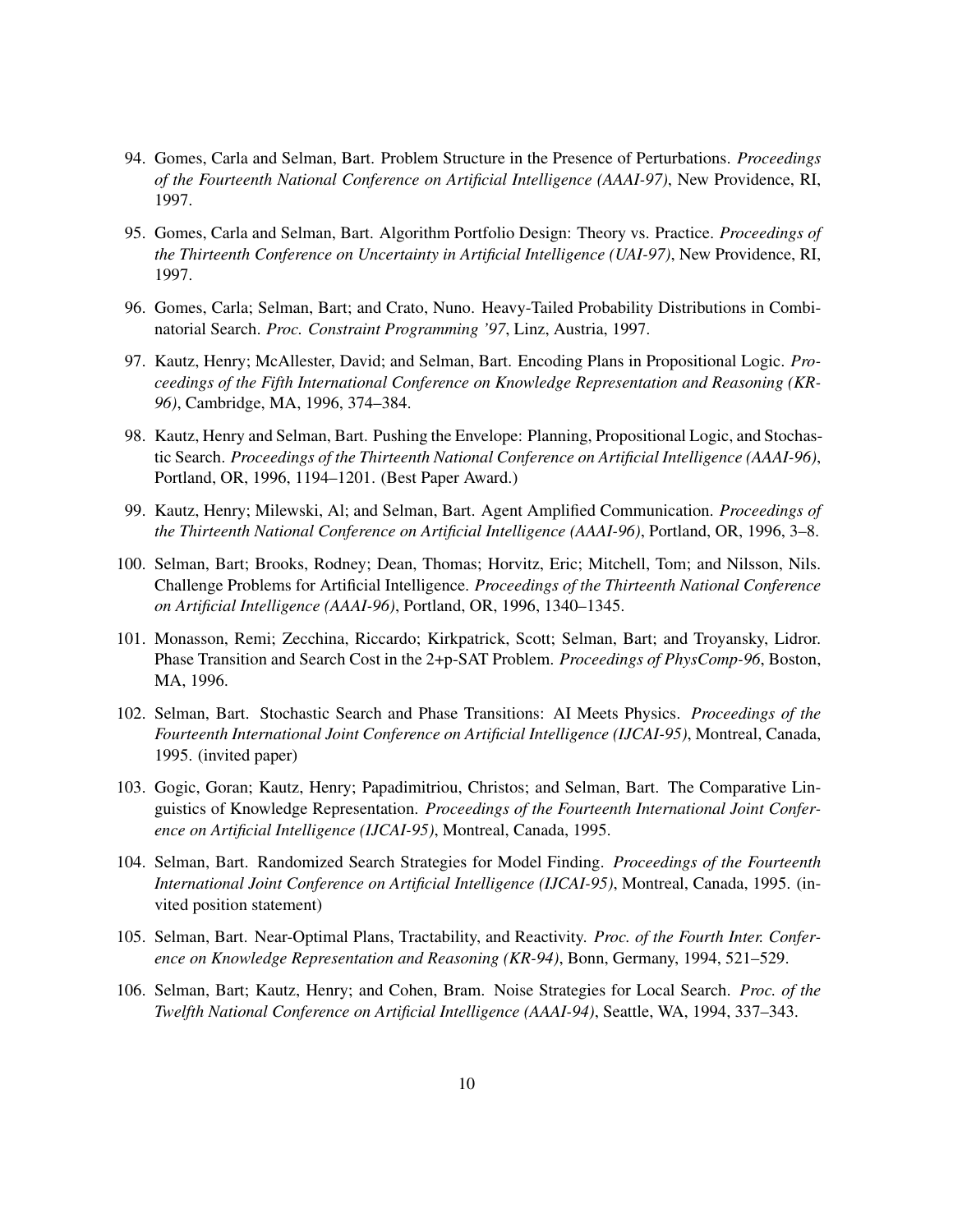94. Gomes, Carla and Selman, Bart. Problem Structure in the Presence of Perturbations. *Proceedings of the Fourteenth National Conference on Artificial Intelligence (AAAI-97)*, New Providence, RI, 1997.

95. Gomes, Carla and Selman, Bart. Algorithm Portfolio Design: Theory vs. Practice. *Proceedings of the Thirteenth Conference on Uncertainty in Artificial Intelligence (UAI-97)*, New Providence, RI, 1997.

96. Gomes, Carla; Selman, Bart; and Crato, Nuno. Heavy-Tailed Probability Distributions in Combinatorial Search. *Proc. Constraint Programming '97*, Linz, Austria, 1997.

97. Kautz, Henry; McAllester, David; and Selman, Bart. Encoding Plans in Propositional Logic. *Proceedings of the Fifth International Conference on Knowledge Representation and Reasoning (KR-96)*, Cambridge, MA, 1996, 374–384.

98. Kautz, Henry and Selman, Bart. Pushing the Envelope: Planning, Propositional Logic, and Stochastic Search. *Proceedings of the Thirteenth National Conference on Artificial Intelligence (AAAI-96)*, Portland, OR, 1996, 1194–1201. (Best Paper Award.)

99. Kautz, Henry; Milewski, Al; and Selman, Bart. Agent Amplified Communication. *Proceedings of the Thirteenth National Conference on Artificial Intelligence (AAAI-96)*, Portland, OR, 1996, 3–8.

100. Selman, Bart; Brooks, Rodney; Dean, Thomas; Horvitz, Eric; Mitchell, Tom; and Nilsson, Nils. Challenge Problems for Artificial Intelligence. *Proceedings of the Thirteenth National Conference on Artificial Intelligence (AAAI-96)*, Portland, OR, 1996, 1340–1345.

101. Monasson, Remi; Zecchina, Riccardo; Kirkpatrick, Scott; Selman, Bart; and Troyansky, Lidror. Phase Transition and Search Cost in the 2+p-SAT Problem. *Proceedings of PhysComp-96*, Boston, MA, 1996.

102. Selman, Bart. Stochastic Search and Phase Transitions: AI Meets Physics. *Proceedings of the Fourteenth International Joint Conference on Artificial Intelligence (IJCAI-95)*, Montreal, Canada, 1995. (invited paper)

103. Gogic, Goran; Kautz, Henry; Papadimitriou, Christos; and Selman, Bart. The Comparative Linguistics of Knowledge Representation. *Proceedings of the Fourteenth International Joint Conference on Artificial Intelligence (IJCAI-95)*, Montreal, Canada, 1995.

104. Selman, Bart. Randomized Search Strategies for Model Finding. *Proceedings of the Fourteenth International Joint Conference on Artificial Intelligence (IJCAI-95)*, Montreal, Canada, 1995. (invited position statement)

105. Selman, Bart. Near-Optimal Plans, Tractability, and Reactivity. *Proc. of the Fourth Inter. Conference on Knowledge Representation and Reasoning (KR-94)*, Bonn, Germany, 1994, 521–529.

106. Selman, Bart; Kautz, Henry; and Cohen, Bram. Noise Strategies for Local Search. *Proc. of the Twelfth National Conference on Artificial Intelligence (AAAI-94)*, Seattle, WA, 1994, 337–343.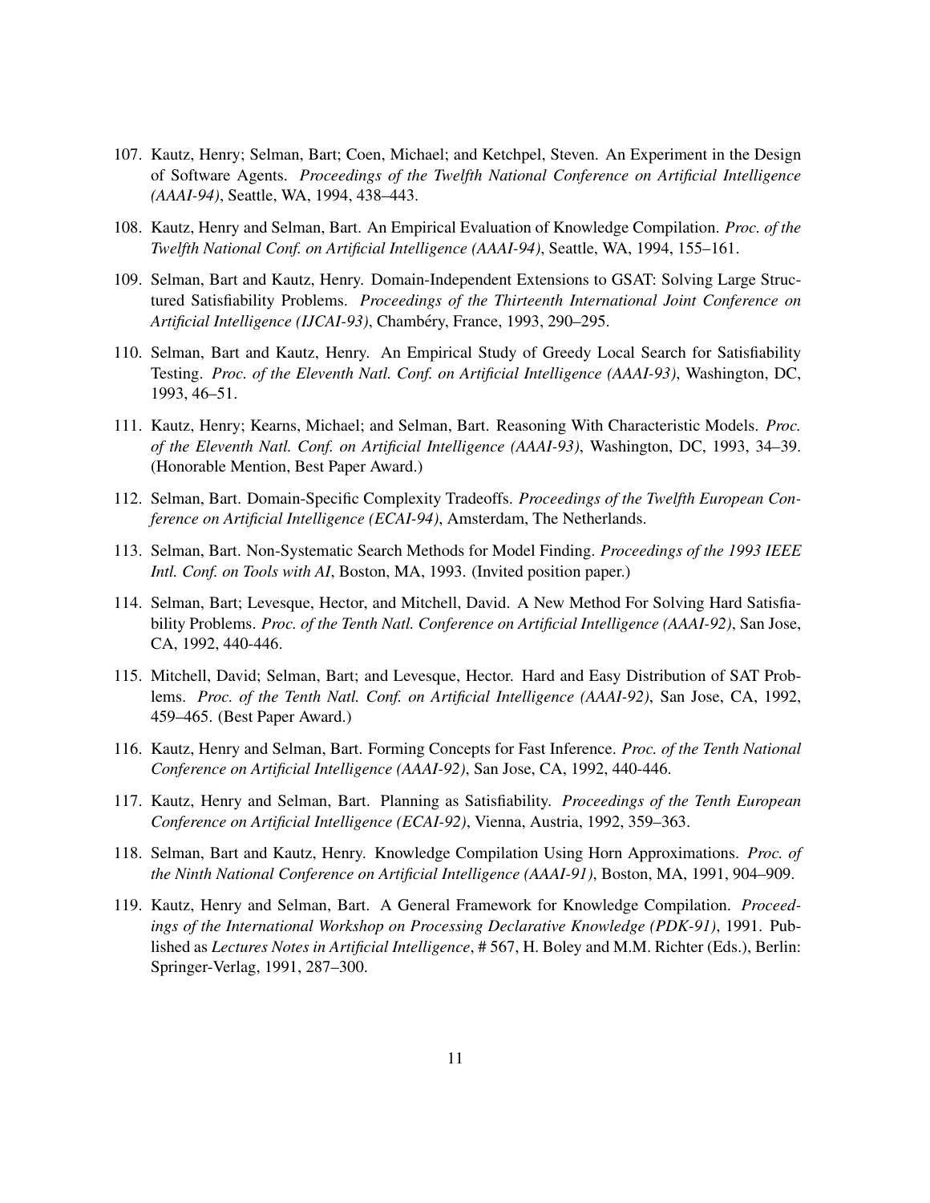107. Kautz, Henry; Selman, Bart; Coen, Michael; and Ketchpel, Steven. An Experiment in the Design of Software Agents. *Proceedings of the Twelfth National Conference on Artificial Intelligence (AAAI-94)*, Seattle, WA, 1994, 438–443.

108. Kautz, Henry and Selman, Bart. An Empirical Evaluation of Knowledge Compilation. *Proc. of the Twelfth National Conf. on Artificial Intelligence (AAAI-94)*, Seattle, WA, 1994, 155–161.

109. Selman, Bart and Kautz, Henry. Domain-Independent Extensions to GSAT: Solving Large Structured Satisfiability Problems. *Proceedings of the Thirteenth International Joint Conference on Artificial Intelligence (IJCAI-93)*, Chambéry, France, 1993, 290–295.

110. Selman, Bart and Kautz, Henry. An Empirical Study of Greedy Local Search for Satisfiability Testing. *Proc. of the Eleventh Natl. Conf. on Artificial Intelligence (AAAI-93)*, Washington, DC, 1993, 46–51.

111. Kautz, Henry; Kearns, Michael; and Selman, Bart. Reasoning With Characteristic Models. *Proc. of the Eleventh Natl. Conf. on Artificial Intelligence (AAAI-93)*, Washington, DC, 1993, 34–39. (Honorable Mention, Best Paper Award.)

112. Selman, Bart. Domain-Specific Complexity Tradeoffs. *Proceedings of the Twelfth European Conference on Artificial Intelligence (ECAI-94)*, Amsterdam, The Netherlands.

113. Selman, Bart. Non-Systematic Search Methods for Model Finding. *Proceedings of the 1993 IEEE Intl. Conf. on Tools with AI*, Boston, MA, 1993. (Invited position paper.)

114. Selman, Bart; Levesque, Hector, and Mitchell, David. A New Method For Solving Hard Satisfiability Problems. *Proc. of the Tenth Natl. Conference on Artificial Intelligence (AAAI-92)*, San Jose, CA, 1992, 440-446.

115. Mitchell, David; Selman, Bart; and Levesque, Hector. Hard and Easy Distribution of SAT Problems. *Proc. of the Tenth Natl. Conf. on Artificial Intelligence (AAAI-92)*, San Jose, CA, 1992, 459–465. (Best Paper Award.)

116. Kautz, Henry and Selman, Bart. Forming Concepts for Fast Inference. *Proc. of the Tenth National Conference on Artificial Intelligence (AAAI-92)*, San Jose, CA, 1992, 440-446.

117. Kautz, Henry and Selman, Bart. Planning as Satisfiability. *Proceedings of the Tenth European Conference on Artificial Intelligence (ECAI-92)*, Vienna, Austria, 1992, 359–363.

118. Selman, Bart and Kautz, Henry. Knowledge Compilation Using Horn Approximations. *Proc. of the Ninth National Conference on Artificial Intelligence (AAAI-91)*, Boston, MA, 1991, 904–909.

119. Kautz, Henry and Selman, Bart. A General Framework for Knowledge Compilation. *Proceedings of the International Workshop on Processing Declarative Knowledge (PDK-91)*, 1991. Published as *Lectures Notes in Artificial Intelligence*, # 567, H. Boley and M.M. Richter (Eds.), Berlin: Springer-Verlag, 1991, 287–300.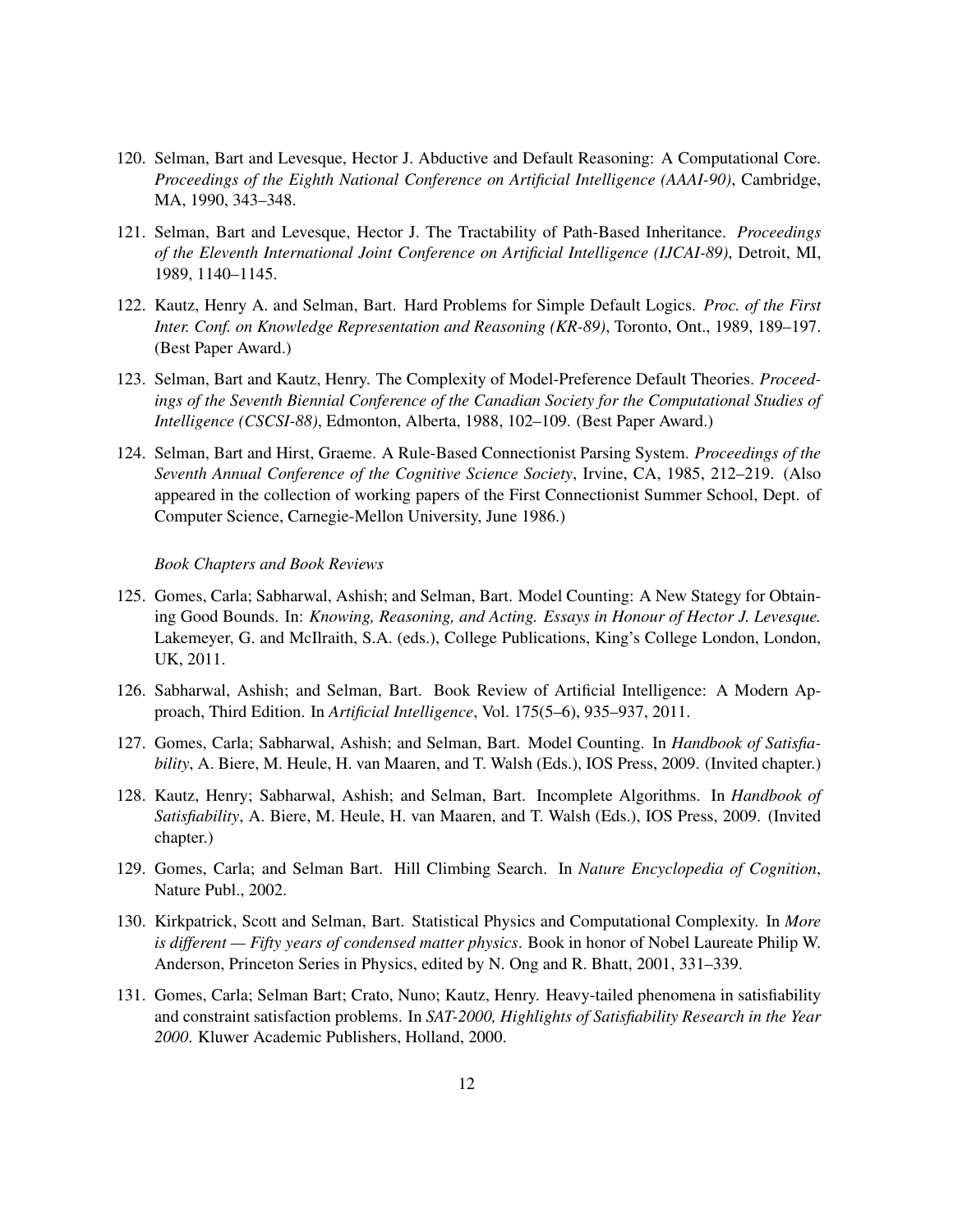120. Selman, Bart and Levesque, Hector J. Abductive and Default Reasoning: A Computational Core. *Proceedings of the Eighth National Conference on Artificial Intelligence (AAAI-90)*, Cambridge, MA, 1990, 343–348.

121. Selman, Bart and Levesque, Hector J. The Tractability of Path-Based Inheritance. *Proceedings of the Eleventh International Joint Conference on Artificial Intelligence (IJCAI-89)*, Detroit, MI, 1989, 1140–1145.

122. Kautz, Henry A. and Selman, Bart. Hard Problems for Simple Default Logics. *Proc. of the First Inter. Conf. on Knowledge Representation and Reasoning (KR-89)*, Toronto, Ont., 1989, 189–197. (Best Paper Award.)

123. Selman, Bart and Kautz, Henry. The Complexity of Model-Preference Default Theories. *Proceedings of the Seventh Biennial Conference of the Canadian Society for the Computational Studies of Intelligence (CSCSI-88)*, Edmonton, Alberta, 1988, 102–109. (Best Paper Award.)

124. Selman, Bart and Hirst, Graeme. A Rule-Based Connectionist Parsing System. *Proceedings of the Seventh Annual Conference of the Cognitive Science Society*, Irvine, CA, 1985, 212–219. (Also appeared in the collection of working papers of the First Connectionist Summer School, Dept. of Computer Science, Carnegie-Mellon University, June 1986.)

*Book Chapters and Book Reviews*

125. Gomes, Carla; Sabharwal, Ashish; and Selman, Bart. Model Counting: A New Stategy for Obtaining Good Bounds. In: *Knowing, Reasoning, and Acting. Essays in Honour of Hector J. Levesque.* Lakemeyer, G. and McIlraith, S.A. (eds.), College Publications, King's College London, London, UK, 2011.

126. Sabharwal, Ashish; and Selman, Bart. Book Review of Artificial Intelligence: A Modern Approach, Third Edition. In *Artificial Intelligence*, Vol. 175(5–6), 935–937, 2011.

127. Gomes, Carla; Sabharwal, Ashish; and Selman, Bart. Model Counting. In *Handbook of Satisfiability*, A. Biere, M. Heule, H. van Maaren, and T. Walsh (Eds.), IOS Press, 2009. (Invited chapter.)

128. Kautz, Henry; Sabharwal, Ashish; and Selman, Bart. Incomplete Algorithms. In *Handbook of Satisfiability*, A. Biere, M. Heule, H. van Maaren, and T. Walsh (Eds.), IOS Press, 2009. (Invited chapter.)

129. Gomes, Carla; and Selman Bart. Hill Climbing Search. In *Nature Encyclopedia of Cognition*, Nature Publ., 2002.

130. Kirkpatrick, Scott and Selman, Bart. Statistical Physics and Computational Complexity. In *More is different — Fifty years of condensed matter physics*. Book in honor of Nobel Laureate Philip W. Anderson, Princeton Series in Physics, edited by N. Ong and R. Bhatt, 2001, 331–339.

131. Gomes, Carla; Selman Bart; Crato, Nuno; Kautz, Henry. Heavy-tailed phenomena in satisfiability and constraint satisfaction problems. In *SAT-2000, Highlights of Satisfiability Research in the Year 2000*. Kluwer Academic Publishers, Holland, 2000.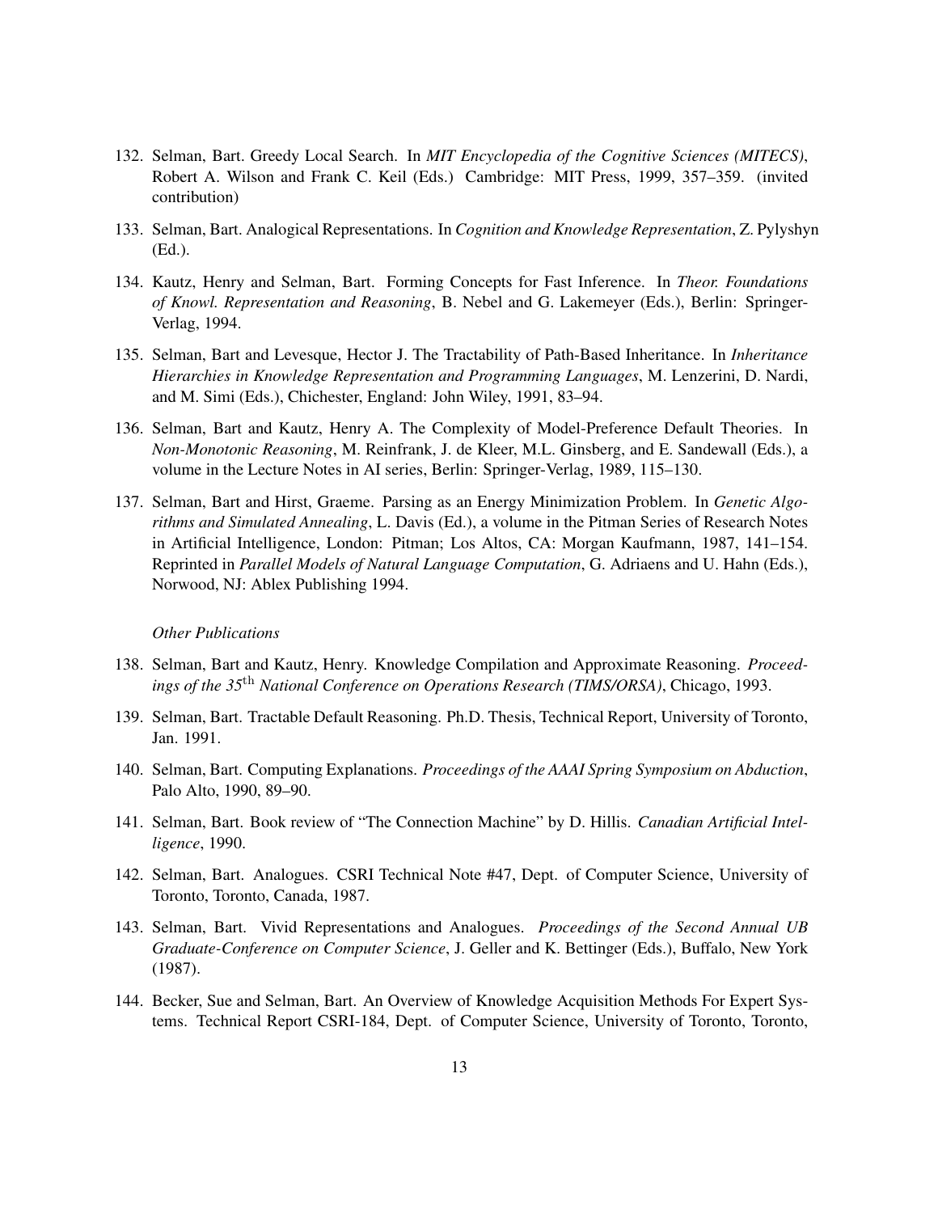132. Selman, Bart. Greedy Local Search. In *MIT Encyclopedia of the Cognitive Sciences (MITECS)*, Robert A. Wilson and Frank C. Keil (Eds.) Cambridge: MIT Press, 1999, 357–359. (invited contribution)

133. Selman, Bart. Analogical Representations. In *Cognition and Knowledge Representation*, Z. Pylyshyn (Ed.).

134. Kautz, Henry and Selman, Bart. Forming Concepts for Fast Inference. In *Theor. Foundations of Knowl. Representation and Reasoning*, B. Nebel and G. Lakemeyer (Eds.), Berlin: Springer-Verlag, 1994.

135. Selman, Bart and Levesque, Hector J. The Tractability of Path-Based Inheritance. In *Inheritance Hierarchies in Knowledge Representation and Programming Languages*, M. Lenzerini, D. Nardi, and M. Simi (Eds.), Chichester, England: John Wiley, 1991, 83–94.

136. Selman, Bart and Kautz, Henry A. The Complexity of Model-Preference Default Theories. In *Non-Monotonic Reasoning*, M. Reinfrank, J. de Kleer, M.L. Ginsberg, and E. Sandewall (Eds.), a volume in the Lecture Notes in AI series, Berlin: Springer-Verlag, 1989, 115–130.

137. Selman, Bart and Hirst, Graeme. Parsing as an Energy Minimization Problem. In *Genetic Algorithms and Simulated Annealing*, L. Davis (Ed.), a volume in the Pitman Series of Research Notes in Artificial Intelligence, London: Pitman; Los Altos, CA: Morgan Kaufmann, 1987, 141–154. Reprinted in *Parallel Models of Natural Language Computation*, G. Adriaens and U. Hahn (Eds.), Norwood, NJ: Ablex Publishing 1994.

*Other Publications*

138. Selman, Bart and Kautz, Henry. Knowledge Compilation and Approximate Reasoning. *Proceedings of the 35th National Conference on Operations Research (TIMS/ORSA)*, Chicago, 1993.

139. Selman, Bart. Tractable Default Reasoning. Ph.D. Thesis, Technical Report, University of Toronto, Jan. 1991.

140. Selman, Bart. Computing Explanations. *Proceedings of the AAAI Spring Symposium on Abduction*, Palo Alto, 1990, 89–90.

141. Selman, Bart. Book review of "The Connection Machine" by D. Hillis. *Canadian Artificial Intelligence*, 1990.

142. Selman, Bart. Analogues. CSRI Technical Note #47, Dept. of Computer Science, University of Toronto, Toronto, Canada, 1987.

143. Selman, Bart. Vivid Representations and Analogues. *Proceedings of the Second Annual UB Graduate-Conference on Computer Science*, J. Geller and K. Bettinger (Eds.), Buffalo, New York (1987).

144. Becker, Sue and Selman, Bart. An Overview of Knowledge Acquisition Methods For Expert Systems. Technical Report CSRI-184, Dept. of Computer Science, University of Toronto, Toronto,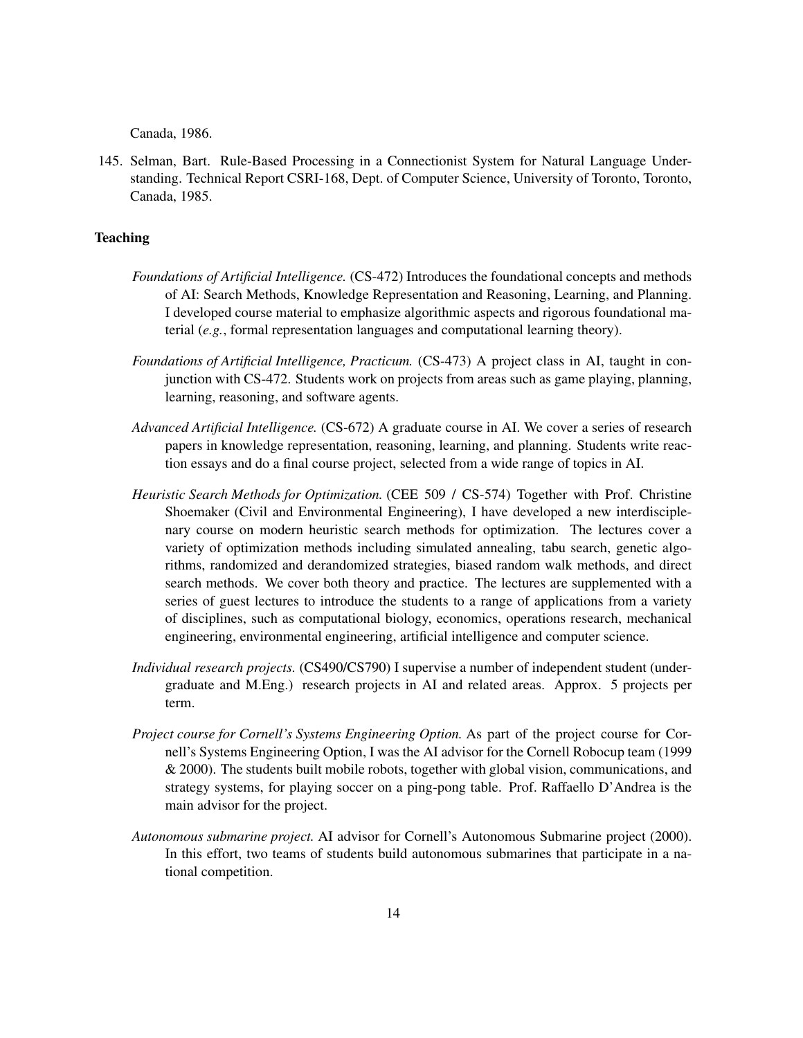Canada, 1986.

145. Selman, Bart. Rule-Based Processing in a Connectionist System for Natural Language Understanding. Technical Report CSRI-168, Dept. of Computer Science, University of Toronto, Toronto, Canada, 1985.

## Teaching

*Foundations of Artificial Intelligence.* (CS-472) Introduces the foundational concepts and methods of AI: Search Methods, Knowledge Representation and Reasoning, Learning, and Planning. I developed course material to emphasize algorithmic aspects and rigorous foundational material (*e.g.*, formal representation languages and computational learning theory).

*Foundations of Artificial Intelligence, Practicum.* (CS-473) A project class in AI, taught in conjunction with CS-472. Students work on projects from areas such as game playing, planning, learning, reasoning, and software agents.

*Advanced Artificial Intelligence.* (CS-672) A graduate course in AI. We cover a series of research papers in knowledge representation, reasoning, learning, and planning. Students write reaction essays and do a final course project, selected from a wide range of topics in AI.

*Heuristic Search Methods for Optimization.* (CEE 509 / CS-574) Together with Prof. Christine Shoemaker (Civil and Environmental Engineering), I have developed a new interdisciplenary course on modern heuristic search methods for optimization. The lectures cover a variety of optimization methods including simulated annealing, tabu search, genetic algorithms, randomized and derandomized strategies, biased random walk methods, and direct search methods. We cover both theory and practice. The lectures are supplemented with a series of guest lectures to introduce the students to a range of applications from a variety of disciplines, such as computational biology, economics, operations research, mechanical engineering, environmental engineering, artificial intelligence and computer science.

*Individual research projects.* (CS490/CS790) I supervise a number of independent student (undergraduate and M.Eng.) research projects in AI and related areas. Approx. 5 projects per term.

*Project course for Cornell's Systems Engineering Option.* As part of the project course for Cornell's Systems Engineering Option, I was the AI advisor for the Cornell Robocup team (1999 & 2000). The students built mobile robots, together with global vision, communications, and strategy systems, for playing soccer on a ping-pong table. Prof. Raffaello D'Andrea is the main advisor for the project.

*Autonomous submarine project.* AI advisor for Cornell's Autonomous Submarine project (2000). In this effort, two teams of students build autonomous submarines that participate in a national competition.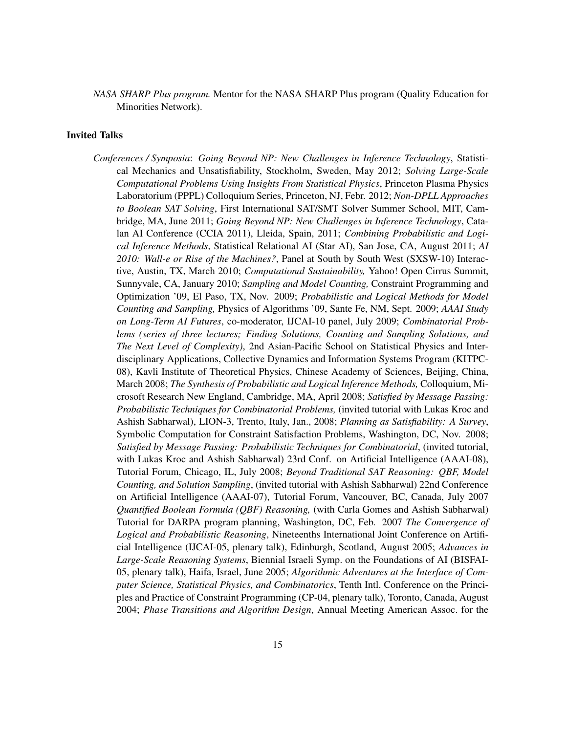*NASA SHARP Plus program.* Mentor for the NASA SHARP Plus program (Quality Education for Minorities Network).

## Invited Talks

*Conferences / Symposia*: *Going Beyond NP: New Challenges in Inference Technology*, Statistical Mechanics and Unsatisfiability, Stockholm, Sweden, May 2012; *Solving Large-Scale Computational Problems Using Insights From Statistical Physics*, Princeton Plasma Physics Laboratorium (PPPL) Colloquium Series, Princeton, NJ, Febr. 2012; *Non-DPLL Approaches to Boolean SAT Solving*, First International SAT/SMT Solver Summer School, MIT, Cambridge, MA, June 2011; *Going Beyond NP: New Challenges in Inference Technology*, Catalan AI Conference (CCIA 2011), Lleida, Spain, 2011; *Combining Probabilistic and Logical Inference Methods*, Statistical Relational AI (Star AI), San Jose, CA, August 2011; *AI 2010: Wall-e or Rise of the Machines?*, Panel at South by South West (SXSW-10) Interactive, Austin, TX, March 2010; *Computational Sustainability,* Yahoo! Open Cirrus Summit, Sunnyvale, CA, January 2010; *Sampling and Model Counting,* Constraint Programming and Optimization '09, El Paso, TX, Nov. 2009; *Probabilistic and Logical Methods for Model Counting and Sampling,* Physics of Algorithms '09, Sante Fe, NM, Sept. 2009; *AAAI Study on Long-Term AI Futures*, co-moderator, IJCAI-10 panel, July 2009; *Combinatorial Problems (series of three lectures; Finding Solutions, Counting and Sampling Solutions, and The Next Level of Complexity)*, 2nd Asian-Pacific School on Statistical Physics and Interdisciplinary Applications, Collective Dynamics and Information Systems Program (KITPC-08), Kavli Institute of Theoretical Physics, Chinese Academy of Sciences, Beijing, China, March 2008; *The Synthesis of Probabilistic and Logical Inference Methods,* Colloquium, Microsoft Research New England, Cambridge, MA, April 2008; *Satisfied by Message Passing: Probabilistic Techniques for Combinatorial Problems,* (invited tutorial with Lukas Kroc and Ashish Sabharwal), LION-3, Trento, Italy, Jan., 2008; *Planning as Satisfiability: A Survey*, Symbolic Computation for Constraint Satisfaction Problems, Washington, DC, Nov. 2008; *Satisfied by Message Passing: Probabilistic Techniques for Combinatorial*, (invited tutorial, with Lukas Kroc and Ashish Sabharwal) 23rd Conf. on Artificial Intelligence (AAAI-08), Tutorial Forum, Chicago, IL, July 2008; *Beyond Traditional SAT Reasoning: QBF, Model Counting, and Solution Sampling*, (invited tutorial with Ashish Sabharwal) 22nd Conference on Artificial Intelligence (AAAI-07), Tutorial Forum, Vancouver, BC, Canada, July 2007 *Quantified Boolean Formula (QBF) Reasoning,* (with Carla Gomes and Ashish Sabharwal) Tutorial for DARPA program planning, Washington, DC, Feb. 2007 *The Convergence of Logical and Probabilistic Reasoning*, Nineteenths International Joint Conference on Artificial Intelligence (IJCAI-05, plenary talk), Edinburgh, Scotland, August 2005; *Advances in Large-Scale Reasoning Systems*, Biennial Israeli Symp. on the Foundations of AI (BISFAI-05, plenary talk), Haifa, Israel, June 2005; *Algorithmic Adventures at the Interface of Computer Science, Statistical Physics, and Combinatorics*, Tenth Intl. Conference on the Principles and Practice of Constraint Programming (CP-04, plenary talk), Toronto, Canada, August 2004; *Phase Transitions and Algorithm Design*, Annual Meeting American Assoc. for the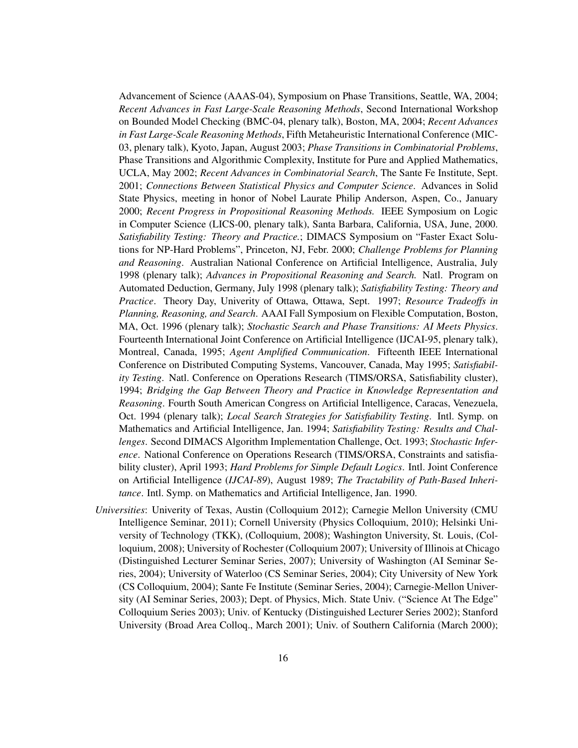Advancement of Science (AAAS-04), Symposium on Phase Transitions, Seattle, WA, 2004; *Recent Advances in Fast Large-Scale Reasoning Methods*, Second International Workshop on Bounded Model Checking (BMC-04, plenary talk), Boston, MA, 2004; *Recent Advances in Fast Large-Scale Reasoning Methods*, Fifth Metaheuristic International Conference (MIC-03, plenary talk), Kyoto, Japan, August 2003; *Phase Transitions in Combinatorial Problems*, Phase Transitions and Algorithmic Complexity, Institute for Pure and Applied Mathematics, UCLA, May 2002; *Recent Advances in Combinatorial Search*, The Sante Fe Institute, Sept. 2001; *Connections Between Statistical Physics and Computer Science*. Advances in Solid State Physics, meeting in honor of Nobel Laurate Philip Anderson, Aspen, Co., January 2000; *Recent Progress in Propositional Reasoning Methods.* IEEE Symposium on Logic in Computer Science (LICS-00, plenary talk), Santa Barbara, California, USA, June, 2000. *Satisfiability Testing: Theory and Practice.*; DIMACS Symposium on "Faster Exact Solutions for NP-Hard Problems", Princeton, NJ, Febr. 2000; *Challenge Problems for Planning and Reasoning*. Australian National Conference on Artificial Intelligence, Australia, July 1998 (plenary talk); *Advances in Propositional Reasoning and Search.* Natl. Program on Automated Deduction, Germany, July 1998 (plenary talk); *Satisfiability Testing: Theory and Practice*. Theory Day, Univerity of Ottawa, Ottawa, Sept. 1997; *Resource Tradeoffs in Planning, Reasoning, and Search*. AAAI Fall Symposium on Flexible Computation, Boston, MA, Oct. 1996 (plenary talk); *Stochastic Search and Phase Transitions: AI Meets Physics*. Fourteenth International Joint Conference on Artificial Intelligence (IJCAI-95, plenary talk), Montreal, Canada, 1995; *Agent Amplified Communication*. Fifteenth IEEE International Conference on Distributed Computing Systems, Vancouver, Canada, May 1995; *Satisfiability Testing*. Natl. Conference on Operations Research (TIMS/ORSA, Satisfiability cluster), 1994; *Bridging the Gap Between Theory and Practice in Knowledge Representation and Reasoning*. Fourth South American Congress on Artificial Intelligence, Caracas, Venezuela, Oct. 1994 (plenary talk); *Local Search Strategies for Satisfiability Testing*. Intl. Symp. on Mathematics and Artificial Intelligence, Jan. 1994; *Satisfiability Testing: Results and Challenges*. Second DIMACS Algorithm Implementation Challenge, Oct. 1993; *Stochastic Inference*. National Conference on Operations Research (TIMS/ORSA, Constraints and satisfiability cluster), April 1993; *Hard Problems for Simple Default Logics*. Intl. Joint Conference on Artificial Intelligence (*IJCAI-89*), August 1989; *The Tractability of Path-Based Inheritance*. Intl. Symp. on Mathematics and Artificial Intelligence, Jan. 1990.

*Universities*: Univerity of Texas, Austin (Colloquium 2012); Carnegie Mellon University (CMU Intelligence Seminar, 2011); Cornell University (Physics Colloquium, 2010); Helsinki University of Technology (TKK), (Colloquium, 2008); Washington University, St. Louis, (Colloquium, 2008); University of Rochester (Colloquium 2007); University of Illinois at Chicago (Distinguished Lecturer Seminar Series, 2007); University of Washington (AI Seminar Series, 2004); University of Waterloo (CS Seminar Series, 2004); City University of New York (CS Colloquium, 2004); Sante Fe Institute (Seminar Series, 2004); Carnegie-Mellon University (AI Seminar Series, 2003); Dept. of Physics, Mich. State Univ. ("Science At The Edge" Colloquium Series 2003); Univ. of Kentucky (Distinguished Lecturer Series 2002); Stanford University (Broad Area Colloq., March 2001); Univ. of Southern California (March 2000);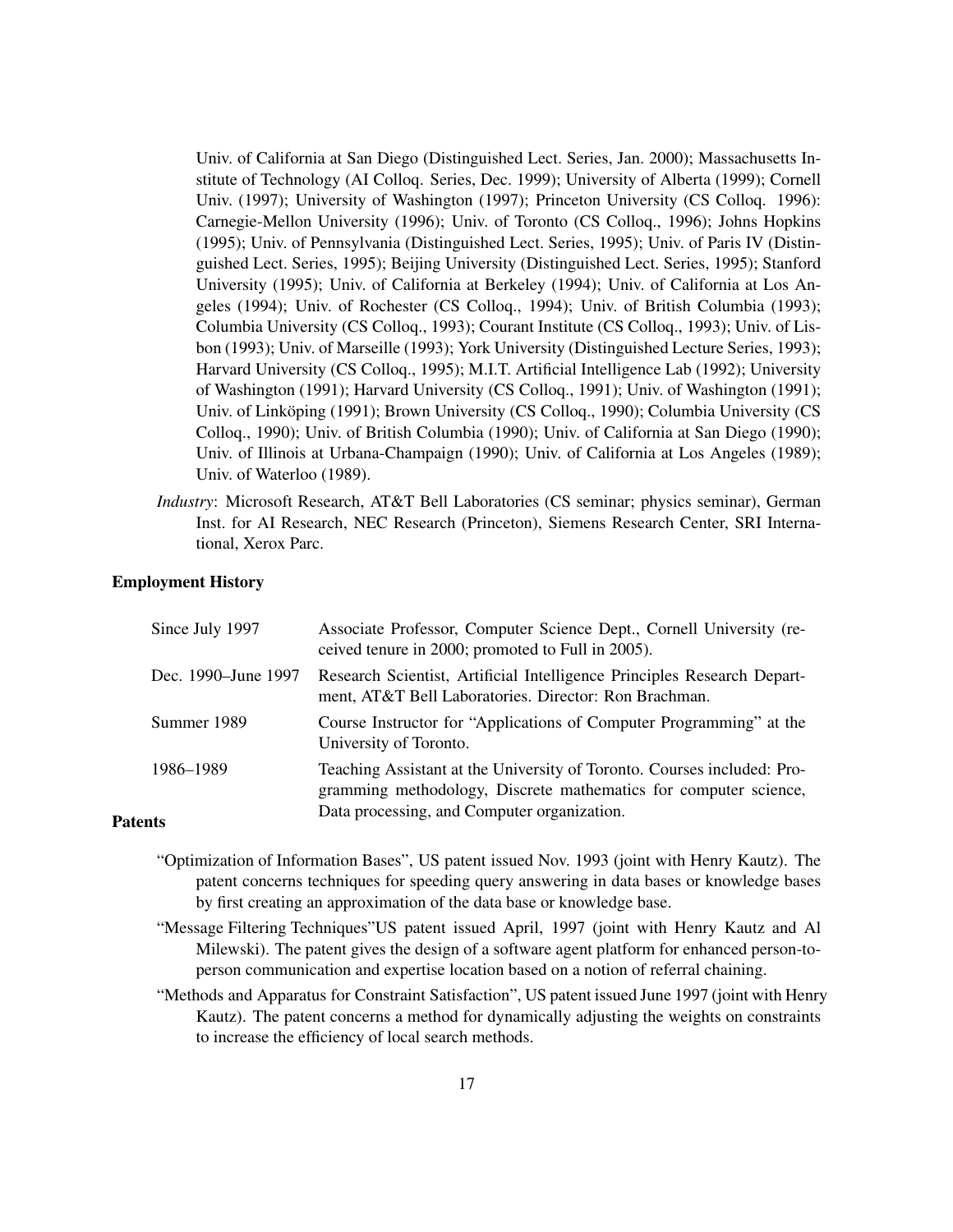Univ. of California at San Diego (Distinguished Lect. Series, Jan. 2000); Massachusetts Institute of Technology (AI Colloq. Series, Dec. 1999); University of Alberta (1999); Cornell Univ. (1997); University of Washington (1997); Princeton University (CS Colloq. 1996): Carnegie-Mellon University (1996); Univ. of Toronto (CS Colloq., 1996); Johns Hopkins (1995); Univ. of Pennsylvania (Distinguished Lect. Series, 1995); Univ. of Paris IV (Distinguished Lect. Series, 1995); Beijing University (Distinguished Lect. Series, 1995); Stanford University (1995); Univ. of California at Berkeley (1994); Univ. of California at Los Angeles (1994); Univ. of Rochester (CS Colloq., 1994); Univ. of British Columbia (1993); Columbia University (CS Colloq., 1993); Courant Institute (CS Colloq., 1993); Univ. of Lisbon (1993); Univ. of Marseille (1993); York University (Distinguished Lecture Series, 1993); Harvard University (CS Colloq., 1995); M.I.T. Artificial Intelligence Lab (1992); University of Washington (1991); Harvard University (CS Colloq., 1991); Univ. of Washington (1991); Univ. of Linköping (1991); Brown University (CS Colloq., 1990); Columbia University (CS Colloq., 1990); Univ. of British Columbia (1990); Univ. of California at San Diego (1990); Univ. of Illinois at Urbana-Champaign (1990); Univ. of California at Los Angeles (1989); Univ. of Waterloo (1989).

*Industry*: Microsoft Research, AT&T Bell Laboratories (CS seminar; physics seminar), German Inst. for AI Research, NEC Research (Princeton), Siemens Research Center, SRI International, Xerox Parc.

### Employment History

| | |
|---|---|
| Since July 1997 | Associate Professor, Computer Science Dept., Cornell University (received tenure in 2000; promoted to Full in 2005). |
| Dec. 1990–June 1997 | Research Scientist, Artificial Intelligence Principles Research Department, AT&T Bell Laboratories. Director: Ron Brachman. |
| Summer 1989 | Course Instructor for "Applications of Computer Programming" at the University of Toronto. |
| 1986–1989 | Teaching Assistant at the University of Toronto. Courses included: Programming methodology, Discrete mathematics for computer science, Data processing, and Computer organization. |

### Patents

"Optimization of Information Bases", US patent issued Nov. 1993 (joint with Henry Kautz). The patent concerns techniques for speeding query answering in data bases or knowledge bases by first creating an approximation of the data base or knowledge base.

"Message Filtering Techniques"US patent issued April, 1997 (joint with Henry Kautz and Al Milewski). The patent gives the design of a software agent platform for enhanced person-to-person communication and expertise location based on a notion of referral chaining.

"Methods and Apparatus for Constraint Satisfaction", US patent issued June 1997 (joint with Henry Kautz). The patent concerns a method for dynamically adjusting the weights on constraints to increase the efficiency of local search methods.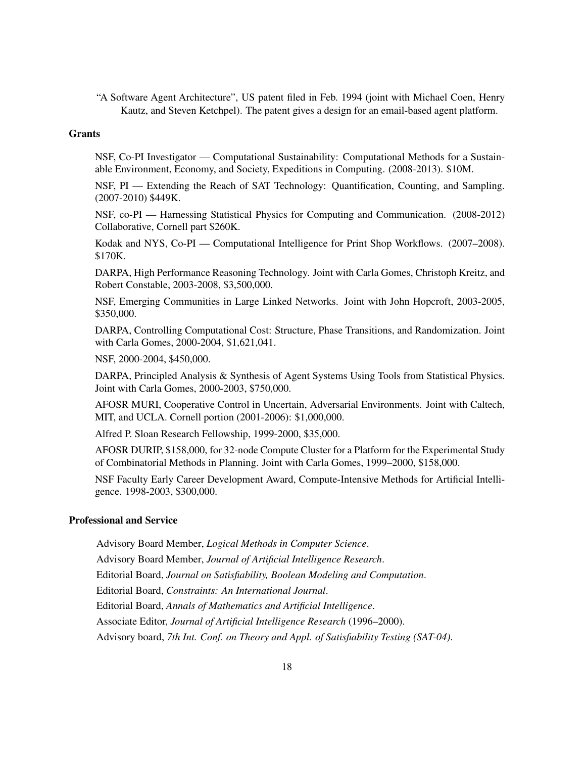"A Software Agent Architecture", US patent filed in Feb. 1994 (joint with Michael Coen, Henry Kautz, and Steven Ketchpel). The patent gives a design for an email-based agent platform.

### Grants

NSF, Co-PI Investigator — Computational Sustainability: Computational Methods for a Sustainable Environment, Economy, and Society, Expeditions in Computing. (2008-2013). $10M.

NSF, PI — Extending the Reach of SAT Technology: Quantification, Counting, and Sampling. (2007-2010) $449K.

NSF, co-PI — Harnessing Statistical Physics for Computing and Communication. (2008-2012) Collaborative, Cornell part $260K.

Kodak and NYS, Co-PI — Computational Intelligence for Print Shop Workflows. (2007–2008). $170K.

DARPA, High Performance Reasoning Technology. Joint with Carla Gomes, Christoph Kreitz, and Robert Constable, 2003-2008, $3,500,000.

NSF, Emerging Communities in Large Linked Networks. Joint with John Hopcroft, 2003-2005, $350,000.

DARPA, Controlling Computational Cost: Structure, Phase Transitions, and Randomization. Joint with Carla Gomes, 2000-2004, $1,621,041.

NSF, 2000-2004, $450,000.

DARPA, Principled Analysis & Synthesis of Agent Systems Using Tools from Statistical Physics. Joint with Carla Gomes, 2000-2003, $750,000.

AFOSR MURI, Cooperative Control in Uncertain, Adversarial Environments. Joint with Caltech, MIT, and UCLA. Cornell portion (2001-2006): $1,000,000.

Alfred P. Sloan Research Fellowship, 1999-2000, $35,000.

AFOSR DURIP, $158,000, for 32-node Compute Cluster for a Platform for the Experimental Study of Combinatorial Methods in Planning. Joint with Carla Gomes, 1999–2000, $158,000.

NSF Faculty Early Career Development Award, Compute-Intensive Methods for Artificial Intelligence. 1998-2003, $300,000.

### Professional and Service

Advisory Board Member, *Logical Methods in Computer Science*.

Advisory Board Member, *Journal of Artificial Intelligence Research*.

Editorial Board, *Journal on Satisfiability, Boolean Modeling and Computation*.

Editorial Board, *Constraints: An International Journal*.

Editorial Board, *Annals of Mathematics and Artificial Intelligence*.

Associate Editor, *Journal of Artificial Intelligence Research* (1996–2000).

Advisory board, *7th Int. Conf. on Theory and Appl. of Satisfiability Testing (SAT-04)*.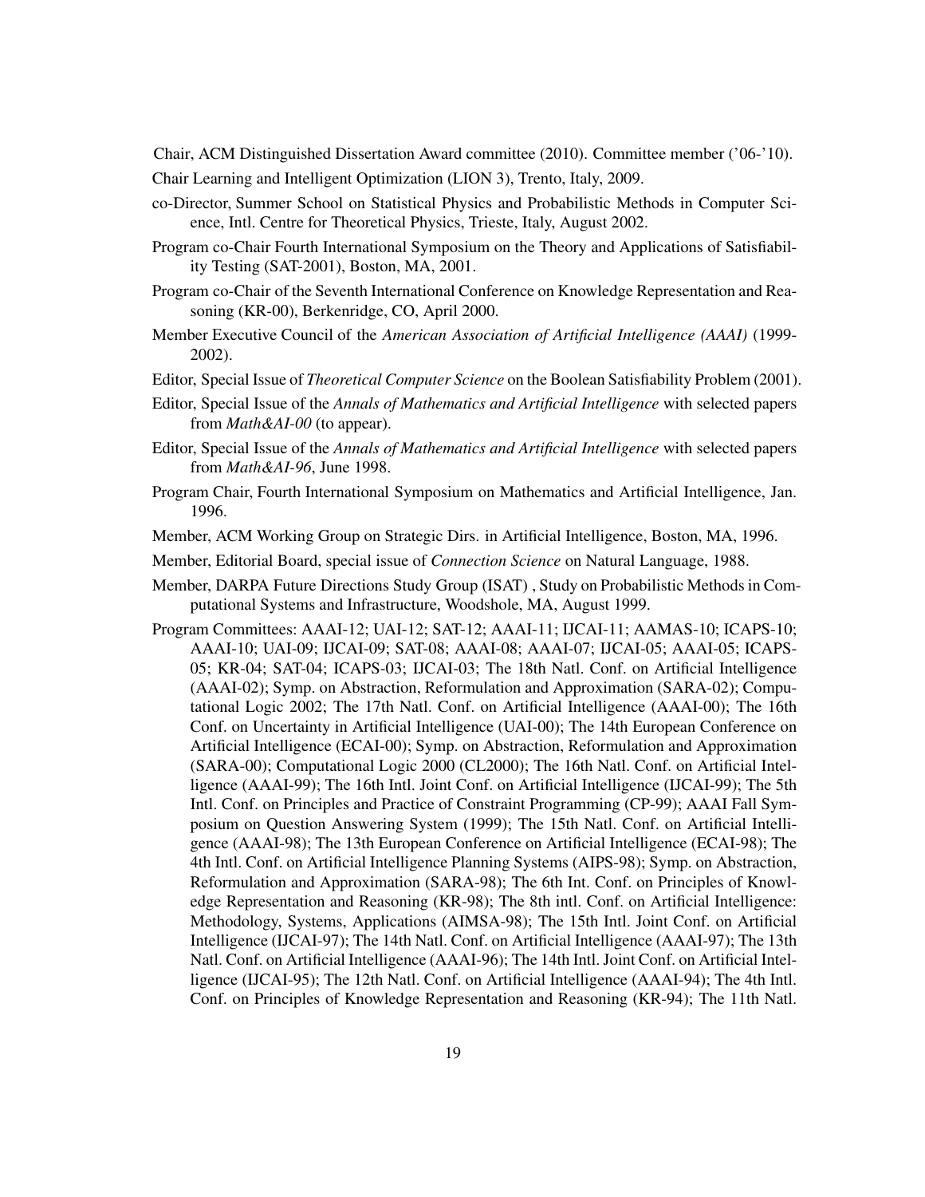Chair, ACM Distinguished Dissertation Award committee (2010). Committee member ('06-'10).

Chair Learning and Intelligent Optimization (LION 3), Trento, Italy, 2009.

co-Director, Summer School on Statistical Physics and Probabilistic Methods in Computer Science, Intl. Centre for Theoretical Physics, Trieste, Italy, August 2002.

Program co-Chair Fourth International Symposium on the Theory and Applications of Satisfiability Testing (SAT-2001), Boston, MA, 2001.

Program co-Chair of the Seventh International Conference on Knowledge Representation and Reasoning (KR-00), Berkenridge, CO, April 2000.

Member Executive Council of the *American Association of Artificial Intelligence (AAAI)* (1999-2002).

Editor, Special Issue of *Theoretical Computer Science* on the Boolean Satisfiability Problem (2001).

Editor, Special Issue of the *Annals of Mathematics and Artificial Intelligence* with selected papers from *Math&AI-00* (to appear).

Editor, Special Issue of the *Annals of Mathematics and Artificial Intelligence* with selected papers from *Math&AI-96*, June 1998.

Program Chair, Fourth International Symposium on Mathematics and Artificial Intelligence, Jan. 1996.

Member, ACM Working Group on Strategic Dirs. in Artificial Intelligence, Boston, MA, 1996.

Member, Editorial Board, special issue of *Connection Science* on Natural Language, 1988.

Member, DARPA Future Directions Study Group (ISAT) , Study on Probabilistic Methods in Computational Systems and Infrastructure, Woodshole, MA, August 1999.

Program Committees: AAAI-12; UAI-12; SAT-12; AAAI-11; IJCAI-11; AAMAS-10; ICAPS-10; AAAI-10; UAI-09; IJCAI-09; SAT-08; AAAI-08; AAAI-07; IJCAI-05; AAAI-05; ICAPS-05; KR-04; SAT-04; ICAPS-03; IJCAI-03; The 18th Natl. Conf. on Artificial Intelligence (AAAI-02); Symp. on Abstraction, Reformulation and Approximation (SARA-02); Computational Logic 2002; The 17th Natl. Conf. on Artificial Intelligence (AAAI-00); The 16th Conf. on Uncertainty in Artificial Intelligence (UAI-00); The 14th European Conference on Artificial Intelligence (ECAI-00); Symp. on Abstraction, Reformulation and Approximation (SARA-00); Computational Logic 2000 (CL2000); The 16th Natl. Conf. on Artificial Intelligence (AAAI-99); The 16th Intl. Joint Conf. on Artificial Intelligence (IJCAI-99); The 5th Intl. Conf. on Principles and Practice of Constraint Programming (CP-99); AAAI Fall Symposium on Question Answering System (1999); The 15th Natl. Conf. on Artificial Intelligence (AAAI-98); The 13th European Conference on Artificial Intelligence (ECAI-98); The 4th Intl. Conf. on Artificial Intelligence Planning Systems (AIPS-98); Symp. on Abstraction, Reformulation and Approximation (SARA-98); The 6th Int. Conf. on Principles of Knowledge Representation and Reasoning (KR-98); The 8th intl. Conf. on Artificial Intelligence: Methodology, Systems, Applications (AIMSA-98); The 15th Intl. Joint Conf. on Artificial Intelligence (IJCAI-97); The 14th Natl. Conf. on Artificial Intelligence (AAAI-97); The 13th Natl. Conf. on Artificial Intelligence (AAAI-96); The 14th Intl. Joint Conf. on Artificial Intelligence (IJCAI-95); The 12th Natl. Conf. on Artificial Intelligence (AAAI-94); The 4th Intl. Conf. on Principles of Knowledge Representation and Reasoning (KR-94); The 11th Natl.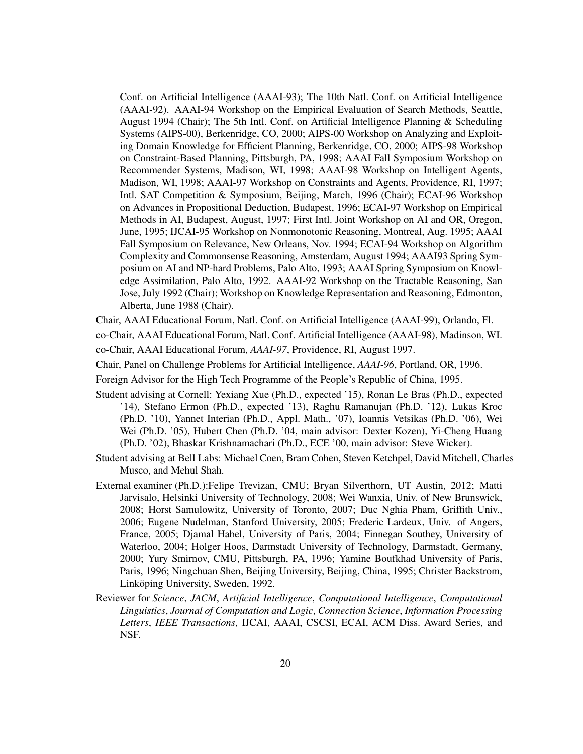Conf. on Artificial Intelligence (AAAI-93); The 10th Natl. Conf. on Artificial Intelligence (AAAI-92). AAAI-94 Workshop on the Empirical Evaluation of Search Methods, Seattle, August 1994 (Chair); The 5th Intl. Conf. on Artificial Intelligence Planning & Scheduling Systems (AIPS-00), Berkenridge, CO, 2000; AIPS-00 Workshop on Analyzing and Exploiting Domain Knowledge for Efficient Planning, Berkenridge, CO, 2000; AIPS-98 Workshop on Constraint-Based Planning, Pittsburgh, PA, 1998; AAAI Fall Symposium Workshop on Recommender Systems, Madison, WI, 1998; AAAI-98 Workshop on Intelligent Agents, Madison, WI, 1998; AAAI-97 Workshop on Constraints and Agents, Providence, RI, 1997; Intl. SAT Competition & Symposium, Beijing, March, 1996 (Chair); ECAI-96 Workshop on Advances in Propositional Deduction, Budapest, 1996; ECAI-97 Workshop on Empirical Methods in AI, Budapest, August, 1997; First Intl. Joint Workshop on AI and OR, Oregon, June, 1995; IJCAI-95 Workshop on Nonmonotonic Reasoning, Montreal, Aug. 1995; AAAI Fall Symposium on Relevance, New Orleans, Nov. 1994; ECAI-94 Workshop on Algorithm Complexity and Commonsense Reasoning, Amsterdam, August 1994; AAAI93 Spring Symposium on AI and NP-hard Problems, Palo Alto, 1993; AAAI Spring Symposium on Knowledge Assimilation, Palo Alto, 1992. AAAI-92 Workshop on the Tractable Reasoning, San Jose, July 1992 (Chair); Workshop on Knowledge Representation and Reasoning, Edmonton, Alberta, June 1988 (Chair).

Chair, AAAI Educational Forum, Natl. Conf. on Artificial Intelligence (AAAI-99), Orlando, Fl.

co-Chair, AAAI Educational Forum, Natl. Conf. Artificial Intelligence (AAAI-98), Madinson, WI.

co-Chair, AAAI Educational Forum, *AAAI-97*, Providence, RI, August 1997.

Chair, Panel on Challenge Problems for Artificial Intelligence, *AAAI-96*, Portland, OR, 1996.

Foreign Advisor for the High Tech Programme of the People's Republic of China, 1995.

Student advising at Cornell: Yexiang Xue (Ph.D., expected '15), Ronan Le Bras (Ph.D., expected '14), Stefano Ermon (Ph.D., expected '13), Raghu Ramanujan (Ph.D. '12), Lukas Kroc (Ph.D. '10), Yannet Interian (Ph.D., Appl. Math., '07), Ioannis Vetsikas (Ph.D. '06), Wei Wei (Ph.D. '05), Hubert Chen (Ph.D. '04, main advisor: Dexter Kozen), Yi-Cheng Huang (Ph.D. '02), Bhaskar Krishnamachari (Ph.D., ECE '00, main advisor: Steve Wicker).

Student advising at Bell Labs: Michael Coen, Bram Cohen, Steven Ketchpel, David Mitchell, Charles Musco, and Mehul Shah.

External examiner (Ph.D.):Felipe Trevizan, CMU; Bryan Silverthorn, UT Austin, 2012; Matti Jarvisalo, Helsinki University of Technology, 2008; Wei Wanxia, Univ. of New Brunswick, 2008; Horst Samulowitz, University of Toronto, 2007; Duc Nghia Pham, Griffith Univ., 2006; Eugene Nudelman, Stanford University, 2005; Frederic Lardeux, Univ. of Angers, France, 2005; Djamal Habel, University of Paris, 2004; Finnegan Southey, University of Waterloo, 2004; Holger Hoos, Darmstadt University of Technology, Darmstadt, Germany, 2000; Yury Smirnov, CMU, Pittsburgh, PA, 1996; Yamine Boufkhad University of Paris, Paris, 1996; Ningchuan Shen, Beijing University, Beijing, China, 1995; Christer Backstrom, Linköping University, Sweden, 1992.

Reviewer for *Science*, *JACM*, *Artificial Intelligence*, *Computational Intelligence*, *Computational Linguistics*, *Journal of Computation and Logic*, *Connection Science*, *Information Processing Letters*, *IEEE Transactions*, IJCAI, AAAI, CSCSI, ECAI, ACM Diss. Award Series, and NSF.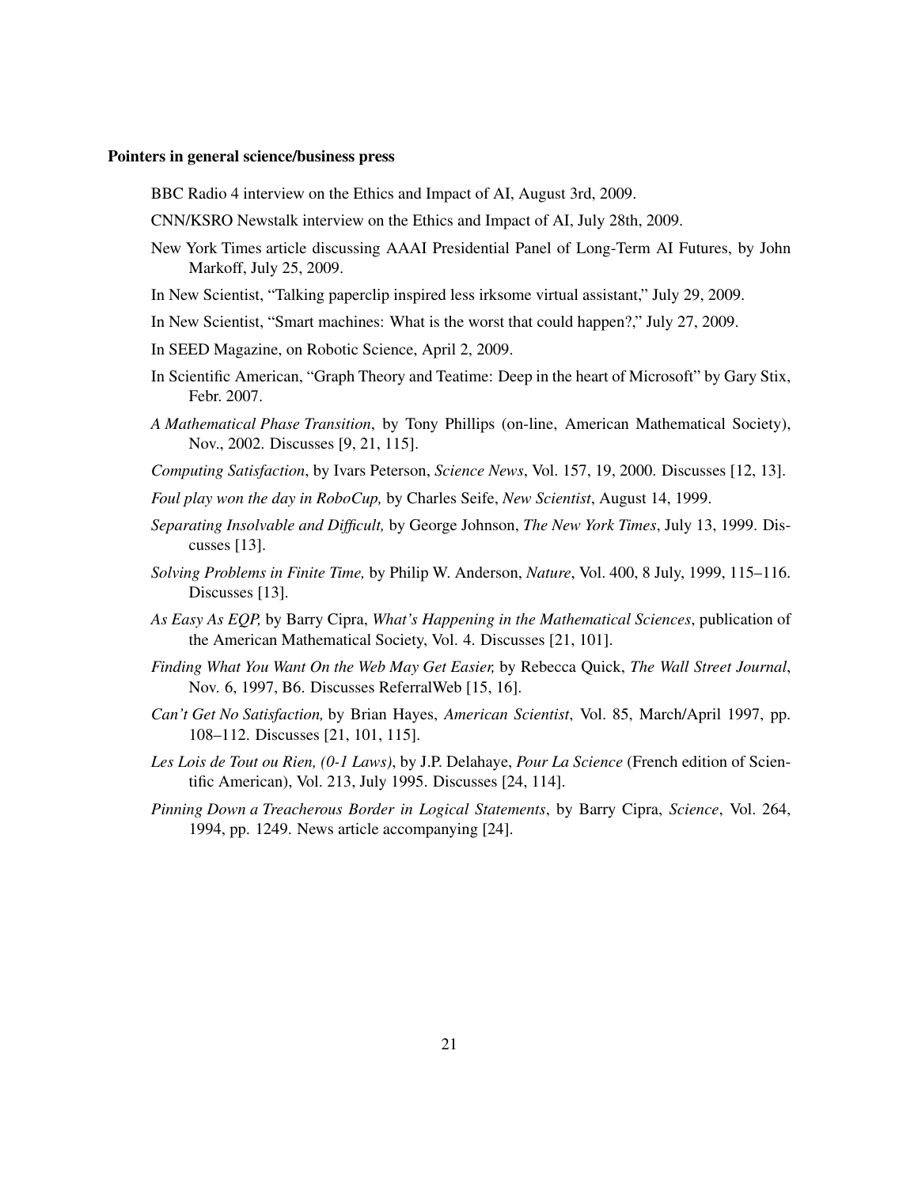**Pointers in general science/business press**

BBC Radio 4 interview on the Ethics and Impact of AI, August 3rd, 2009.

CNN/KSRO Newstalk interview on the Ethics and Impact of AI, July 28th, 2009.

New York Times article discussing AAAI Presidential Panel of Long-Term AI Futures, by John Markoff, July 25, 2009.

In New Scientist, "Talking paperclip inspired less irksome virtual assistant," July 29, 2009.

In New Scientist, "Smart machines: What is the worst that could happen?," July 27, 2009.

In SEED Magazine, on Robotic Science, April 2, 2009.

In Scientific American, "Graph Theory and Teatime: Deep in the heart of Microsoft" by Gary Stix, Febr. 2007.

*A Mathematical Phase Transition*, by Tony Phillips (on-line, American Mathematical Society), Nov., 2002. Discusses [9, 21, 115].

*Computing Satisfaction*, by Ivars Peterson, *Science News*, Vol. 157, 19, 2000. Discusses [12, 13].

*Foul play won the day in RoboCup,* by Charles Seife, *New Scientist*, August 14, 1999.

*Separating Insolvable and Difficult,* by George Johnson, *The New York Times*, July 13, 1999. Discusses [13].

*Solving Problems in Finite Time,* by Philip W. Anderson, *Nature*, Vol. 400, 8 July, 1999, 115–116. Discusses [13].

*As Easy As EQP,* by Barry Cipra, *What's Happening in the Mathematical Sciences*, publication of the American Mathematical Society, Vol. 4. Discusses [21, 101].

*Finding What You Want On the Web May Get Easier,* by Rebecca Quick, *The Wall Street Journal*, Nov. 6, 1997, B6. Discusses ReferralWeb [15, 16].

*Can't Get No Satisfaction,* by Brian Hayes, *American Scientist*, Vol. 85, March/April 1997, pp. 108–112. Discusses [21, 101, 115].

*Les Lois de Tout ou Rien, (0-1 Laws)*, by J.P. Delahaye, *Pour La Science* (French edition of Scientific American), Vol. 213, July 1995. Discusses [24, 114].

*Pinning Down a Treacherous Border in Logical Statements*, by Barry Cipra, *Science*, Vol. 264, 1994, pp. 1249. News article accompanying [24].